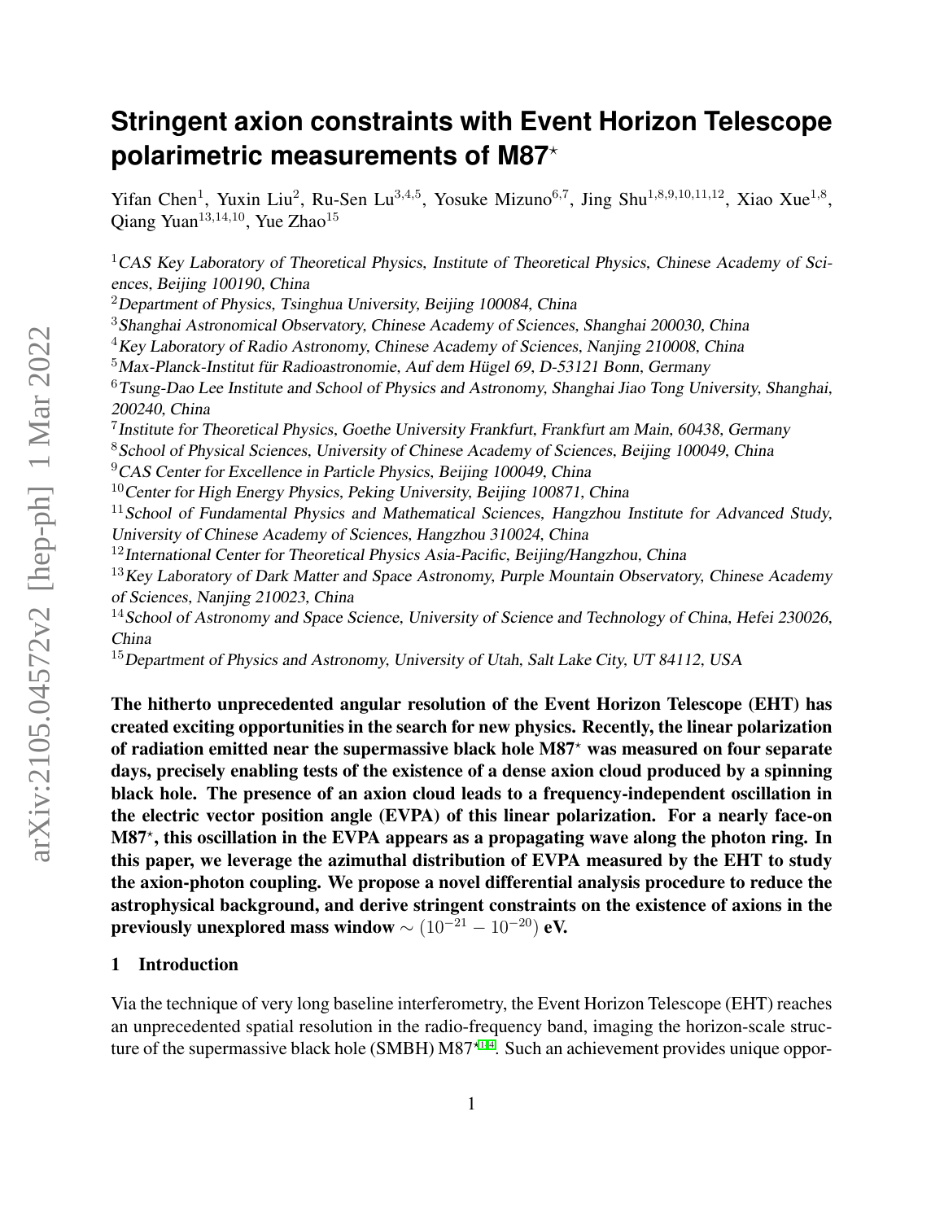# Stringent axion constraints with Event Horizon Telescope polarimetric measurements of M87$^\star$

Yifan Chen[1], Yuxin Liu[2], Ru-Sen Lu[3,4,5], Yosuke Mizuno[6,7], Jing Shu[1,8,9,10,11,12], Xiao Xue[1,8], Qiang Yuan[13,14,10], Yue Zhao[15]

[1]*CAS Key Laboratory of Theoretical Physics, Institute of Theoretical Physics, Chinese Academy of Sciences, Beijing 100190, China*

[2]*Department of Physics, Tsinghua University, Beijing 100084, China*

[3]*Shanghai Astronomical Observatory, Chinese Academy of Sciences, Shanghai 200030, China*

[4]*Key Laboratory of Radio Astronomy, Chinese Academy of Sciences, Nanjing 210008, China*

[5]*Max-Planck-Institut für Radioastronomie, Auf dem Hügel 69, D-53121 Bonn, Germany*

[6]*Tsung-Dao Lee Institute and School of Physics and Astronomy, Shanghai Jiao Tong University, Shanghai, 200240, China*

[7]*Institute for Theoretical Physics, Goethe University Frankfurt, Frankfurt am Main, 60438, Germany*

[8]*School of Physical Sciences, University of Chinese Academy of Sciences, Beijing 100049, China*

[9]*CAS Center for Excellence in Particle Physics, Beijing 100049, China*

[10]*Center for High Energy Physics, Peking University, Beijing 100871, China*

[11]*School of Fundamental Physics and Mathematical Sciences, Hangzhou Institute for Advanced Study, University of Chinese Academy of Sciences, Hangzhou 310024, China*

[12]*International Center for Theoretical Physics Asia-Pacific, Beijing/Hangzhou, China*

[13]*Key Laboratory of Dark Matter and Space Astronomy, Purple Mountain Observatory, Chinese Academy of Sciences, Nanjing 210023, China*

[14]*School of Astronomy and Space Science, University of Science and Technology of China, Hefei 230026, China*

[15]*Department of Physics and Astronomy, University of Utah, Salt Lake City, UT 84112, USA*

**The hitherto unprecedented angular resolution of the Event Horizon Telescope (EHT) has created exciting opportunities in the search for new physics. Recently, the linear polarization of radiation emitted near the supermassive black hole M87$^\star$ was measured on four separate days, precisely enabling tests of the existence of a dense axion cloud produced by a spinning black hole. The presence of an axion cloud leads to a frequency-independent oscillation in the electric vector position angle (EVPA) of this linear polarization. For a nearly face-on M87$^\star$, this oscillation in the EVPA appears as a propagating wave along the photon ring. In this paper, we leverage the azimuthal distribution of EVPA measured by the EHT to study the axion-photon coupling. We propose a novel differential analysis procedure to reduce the astrophysical background, and derive stringent constraints on the existence of axions in the previously unexplored mass window $\sim (10^{-21} - 10^{-20})$ eV.**

## 1 Introduction

Via the technique of very long baseline interferometry, the Event Horizon Telescope (EHT) reaches an unprecedented spatial resolution in the radio-frequency band, imaging the horizon-scale structure of the supermassive black hole (SMBH) M87$^\star$[1–4]. Such an achievement provides unique oppor-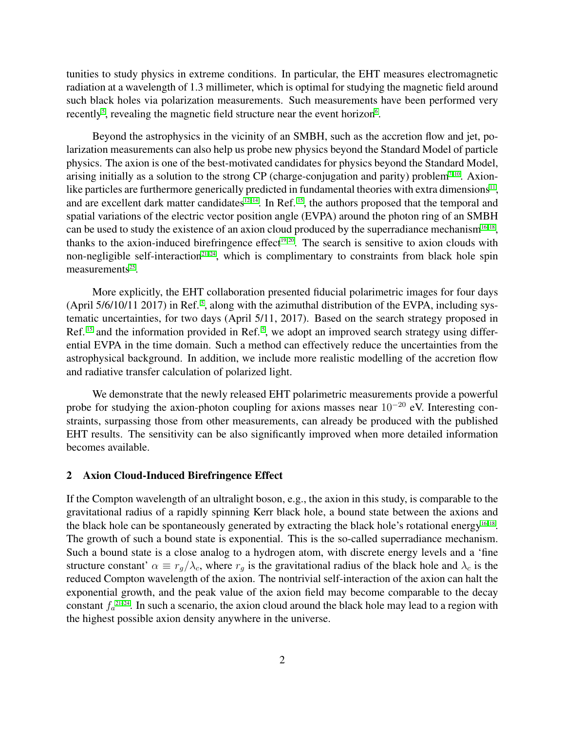tunities to study physics in extreme conditions. In particular, the EHT measures electromagnetic radiation at a wavelength of 1.3 millimeter, which is optimal for studying the magnetic field around such black holes via polarization measurements. Such measurements have been performed very recently[5], revealing the magnetic field structure near the event horizon[6].

Beyond the astrophysics in the vicinity of an SMBH, such as the accretion flow and jet, polarization measurements can also help us probe new physics beyond the Standard Model of particle physics. The axion is one of the best-motivated candidates for physics beyond the Standard Model, arising initially as a solution to the strong CP (charge-conjugation and parity) problem[7–10]. Axion-like particles are furthermore generically predicted in fundamental theories with extra dimensions[11], and are excellent dark matter candidates[12–14]. In Ref.[15], the authors proposed that the temporal and spatial variations of the electric vector position angle (EVPA) around the photon ring of an SMBH can be used to study the existence of an axion cloud produced by the superradiance mechanism[16–18], thanks to the axion-induced birefringence effect[19,20]. The search is sensitive to axion clouds with non-negligible self-interaction[21–24], which is complimentary to constraints from black hole spin measurements[25].

More explicitly, the EHT collaboration presented fiducial polarimetric images for four days (April 5/6/10/11 2017) in Ref.[5], along with the azimuthal distribution of the EVPA, including systematic uncertainties, for two days (April 5/11, 2017). Based on the search strategy proposed in Ref.[15] and the information provided in Ref.[5], we adopt an improved search strategy using differential EVPA in the time domain. Such a method can effectively reduce the uncertainties from the astrophysical background. In addition, we include more realistic modelling of the accretion flow and radiative transfer calculation of polarized light.

We demonstrate that the newly released EHT polarimetric measurements provide a powerful probe for studying the axion-photon coupling for axions masses near $10^{-20}$ eV. Interesting constraints, surpassing those from other measurements, can already be produced with the published EHT results. The sensitivity can be also significantly improved when more detailed information becomes available.

## 2 Axion Cloud-Induced Birefringence Effect

If the Compton wavelength of an ultralight boson, e.g., the axion in this study, is comparable to the gravitational radius of a rapidly spinning Kerr black hole, a bound state between the axions and the black hole can be spontaneously generated by extracting the black hole's rotational energy[16–18]. The growth of such a bound state is exponential. This is the so-called superradiance mechanism. Such a bound state is a close analog to a hydrogen atom, with discrete energy levels and a 'fine structure constant' $\alpha \equiv r_g/\lambda_c$, where $r_g$ is the gravitational radius of the black hole and $\lambda_c$ is the reduced Compton wavelength of the axion. The nontrivial self-interaction of the axion can halt the exponential growth, and the peak value of the axion field may become comparable to the decay constant $f_a$[21–24]. In such a scenario, the axion cloud around the black hole may lead to a region with the highest possible axion density anywhere in the universe.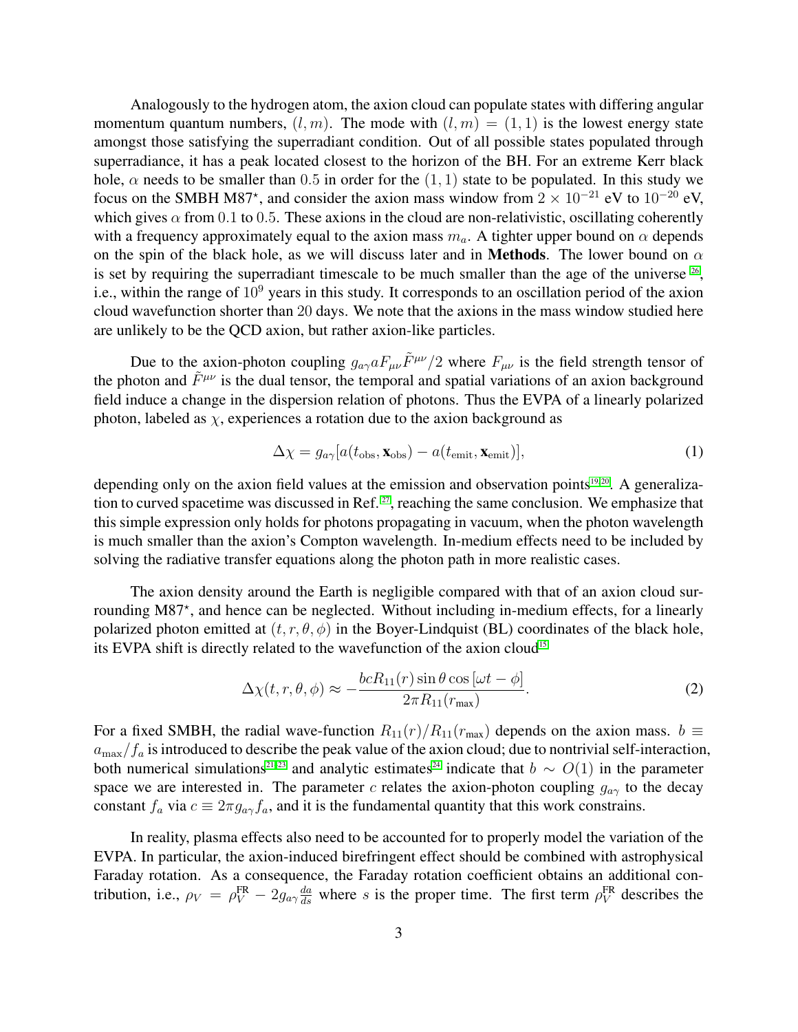Analogously to the hydrogen atom, the axion cloud can populate states with differing angular momentum quantum numbers, $(l, m)$. The mode with $(l, m) = (1, 1)$ is the lowest energy state amongst those satisfying the superradiant condition. Out of all possible states populated through superradiance, it has a peak located closest to the horizon of the BH. For an extreme Kerr black hole, $\alpha$ needs to be smaller than $0.5$ in order for the $(1, 1)$ state to be populated. In this study we focus on the SMBH M87$^\star$, and consider the axion mass window from $2 \times 10^{-21}$ eV to $10^{-20}$ eV, which gives $\alpha$ from $0.1$ to $0.5$. These axions in the cloud are non-relativistic, oscillating coherently with a frequency approximately equal to the axion mass $m_a$. A tighter upper bound on $\alpha$ depends on the spin of the black hole, as we will discuss later and in **Methods**. The lower bound on $\alpha$ is set by requiring the superradiant timescale to be much smaller than the age of the universe [26], i.e., within the range of $10^9$ years in this study. It corresponds to an oscillation period of the axion cloud wavefunction shorter than $20$ days. We note that the axions in the mass window studied here are unlikely to be the QCD axion, but rather axion-like particles.

Due to the axion-photon coupling $g_{a\gamma} a F_{\mu\nu} \tilde{F}^{\mu\nu}/2$ where $F_{\mu\nu}$ is the field strength tensor of the photon and $\tilde{F}^{\mu\nu}$ is the dual tensor, the temporal and spatial variations of an axion background field induce a change in the dispersion relation of photons. Thus the EVPA of a linearly polarized photon, labeled as $\chi$, experiences a rotation due to the axion background as

$$\Delta\chi = g_{a\gamma}[a(t_{\text{obs}}, \mathbf{x}_{\text{obs}}) - a(t_{\text{emit}}, \mathbf{x}_{\text{emit}})], \tag{1}$$

depending only on the axion field values at the emission and observation points[19,20]. A generalization to curved spacetime was discussed in Ref.[27], reaching the same conclusion. We emphasize that this simple expression only holds for photons propagating in vacuum, when the photon wavelength is much smaller than the axion's Compton wavelength. In-medium effects need to be included by solving the radiative transfer equations along the photon path in more realistic cases.

The axion density around the Earth is negligible compared with that of an axion cloud surrounding M87$^\star$, and hence can be neglected. Without including in-medium effects, for a linearly polarized photon emitted at $(t, r, \theta, \phi)$ in the Boyer-Lindquist (BL) coordinates of the black hole, its EVPA shift is directly related to the wavefunction of the axion cloud[15]

$$\Delta\chi(t, r, \theta, \phi) \approx -\frac{bcR_{11}(r) \sin\theta \cos\left[\omega t - \phi\right]}{2\pi R_{11}(r_{\text{max}})}. \tag{2}$$

For a fixed SMBH, the radial wave-function $R_{11}(r)/R_{11}(r_{\text{max}})$ depends on the axion mass. $b \equiv a_{\text{max}}/f_a$ is introduced to describe the peak value of the axion cloud; due to nontrivial self-interaction, both numerical simulations[21–23] and analytic estimates[24] indicate that $b \sim O(1)$ in the parameter space we are interested in. The parameter $c$ relates the axion-photon coupling $g_{a\gamma}$ to the decay constant $f_a$ via $c \equiv 2\pi g_{a\gamma} f_a$, and it is the fundamental quantity that this work constrains.

In reality, plasma effects also need to be accounted for to properly model the variation of the EVPA. In particular, the axion-induced birefringent effect should be combined with astrophysical Faraday rotation. As a consequence, the Faraday rotation coefficient obtains an additional contribution, i.e., $\rho_V = \rho_V^{\text{FR}} - 2g_{a\gamma}\frac{da}{ds}$ where $s$ is the proper time. The first term $\rho_V^{\text{FR}}$ describes the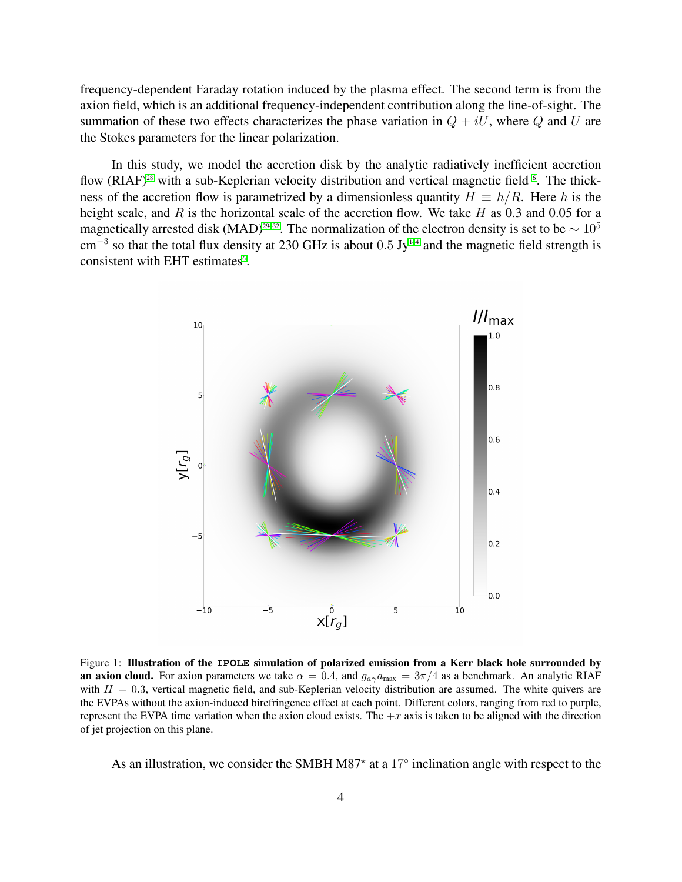frequency-dependent Faraday rotation induced by the plasma effect. The second term is from the axion field, which is an additional frequency-independent contribution along the line-of-sight. The summation of these two effects characterizes the phase variation in $Q + iU$, where $Q$ and $U$ are the Stokes parameters for the linear polarization.

In this study, we model the accretion disk by the analytic radiatively inefficient accretion flow (RIAF)[28] with a sub-Keplerian velocity distribution and vertical magnetic field [6]. The thickness of the accretion flow is parametrized by a dimensionless quantity $H \equiv h/R$. Here $h$ is the height scale, and $R$ is the horizontal scale of the accretion flow. We take $H$ as 0.3 and 0.05 for a magnetically arrested disk (MAD)[29–32]. The normalization of the electron density is set to be $\sim 10^5$ $\text{cm}^{-3}$ so that the total flux density at 230 GHz is about $0.5$ Jy[1,4] and the magnetic field strength is consistent with EHT estimates[6].

Figure 1: **Illustration of the IPOLE simulation of polarized emission from a Kerr black hole surrounded by an axion cloud.** For axion parameters we take $\alpha = 0.4$, and $g_{a\gamma}a_{\text{max}} = 3\pi/4$ as a benchmark. An analytic RIAF with $H = 0.3$, vertical magnetic field, and sub-Keplerian velocity distribution are assumed. The white quivers are the EVPAs without the axion-induced birefringence effect at each point. Different colors, ranging from red to purple, represent the EVPA time variation when the axion cloud exists. The $+x$ axis is taken to be aligned with the direction of jet projection on this plane.

As an illustration, we consider the SMBH M87$^\star$ at a $17^\circ$ inclination angle with respect to the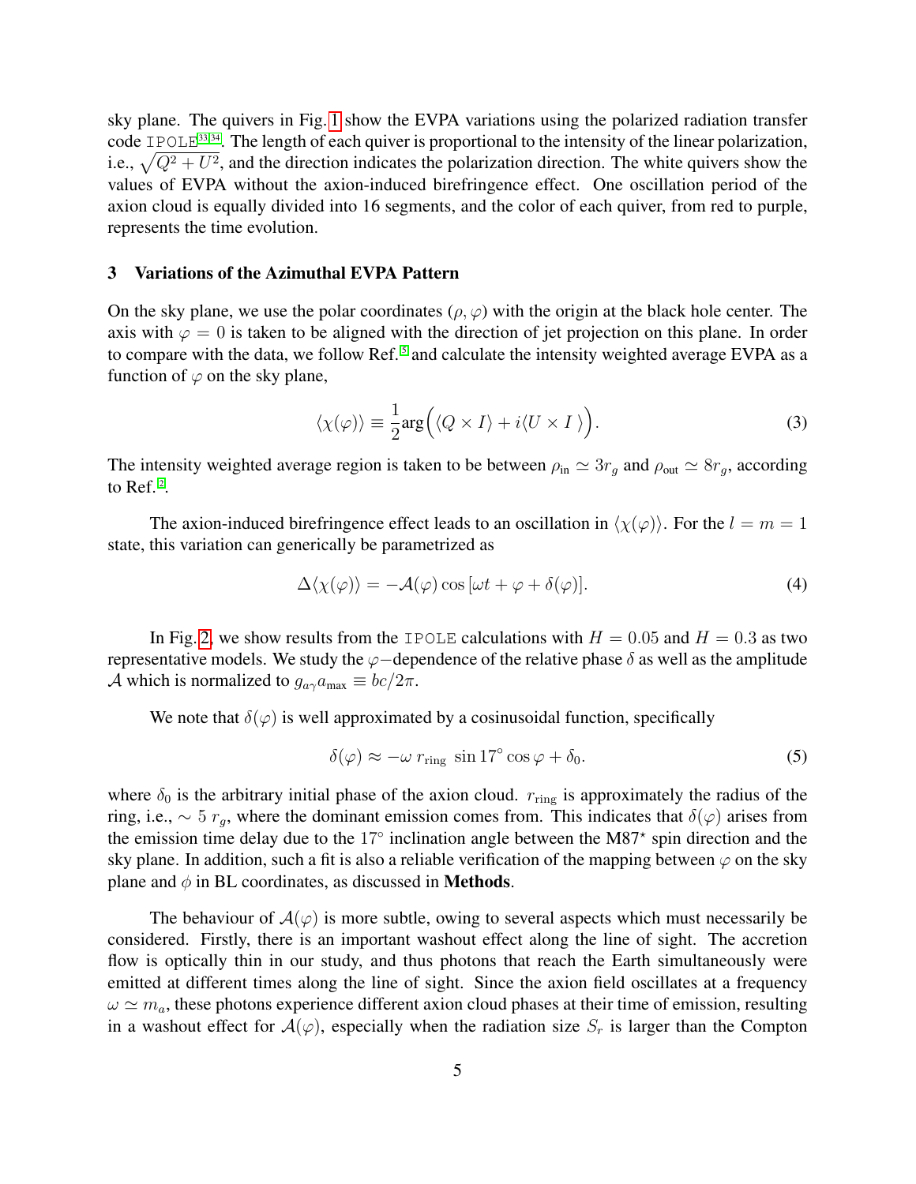sky plane. The quivers in Fig. 1 show the EVPA variations using the polarized radiation transfer code `IPOLE`[33,34]. The length of each quiver is proportional to the intensity of the linear polarization, i.e., $\sqrt{Q^2 + U^2}$, and the direction indicates the polarization direction. The white quivers show the values of EVPA without the axion-induced birefringence effect. One oscillation period of the axion cloud is equally divided into 16 segments, and the color of each quiver, from red to purple, represents the time evolution.

## 3 Variations of the Azimuthal EVPA Pattern

On the sky plane, we use the polar coordinates $(\rho, \varphi)$ with the origin at the black hole center. The axis with $\varphi = 0$ is taken to be aligned with the direction of jet projection on this plane. In order to compare with the data, we follow Ref.[5] and calculate the intensity weighted average EVPA as a function of $\varphi$ on the sky plane,

$$\langle \chi(\varphi) \rangle \equiv \frac{1}{2} \arg\Big( \langle Q \times I \rangle + i \langle U \times I \rangle \Big). \tag{3}$$

The intensity weighted average region is taken to be between $\rho_{\text{in}} \simeq 3r_g$ and $\rho_{\text{out}} \simeq 8r_g$, according to Ref.[2].

The axion-induced birefringence effect leads to an oscillation in $\langle \chi(\varphi) \rangle$. For the $l = m = 1$ state, this variation can generically be parametrized as

$$\Delta \langle \chi(\varphi) \rangle = -\mathcal{A}(\varphi) \cos\left[\omega t + \varphi + \delta(\varphi)\right]. \tag{4}$$

In Fig. 2, we show results from the `IPOLE` calculations with $H = 0.05$ and $H = 0.3$ as two representative models. We study the $\varphi-$dependence of the relative phase $\delta$ as well as the amplitude $\mathcal{A}$ which is normalized to $g_{a\gamma} a_{\text{max}} \equiv bc/2\pi$.

We note that $\delta(\varphi)$ is well approximated by a cosinusoidal function, specifically

$$\delta(\varphi) \approx -\omega \, r_{\text{ring}} \, \sin 17^\circ \cos \varphi + \delta_0. \tag{5}$$

where $\delta_0$ is the arbitrary initial phase of the axion cloud. $r_{\text{ring}}$ is approximately the radius of the ring, i.e., $\sim 5 \, r_g$, where the dominant emission comes from. This indicates that $\delta(\varphi)$ arises from the emission time delay due to the $17^\circ$ inclination angle between the M87$^\star$ spin direction and the sky plane. In addition, such a fit is also a reliable verification of the mapping between $\varphi$ on the sky plane and $\phi$ in BL coordinates, as discussed in **Methods**.

The behaviour of $\mathcal{A}(\varphi)$ is more subtle, owing to several aspects which must necessarily be considered. Firstly, there is an important washout effect along the line of sight. The accretion flow is optically thin in our study, and thus photons that reach the Earth simultaneously were emitted at different times along the line of sight. Since the axion field oscillates at a frequency $\omega \simeq m_a$, these photons experience different axion cloud phases at their time of emission, resulting in a washout effect for $\mathcal{A}(\varphi)$, especially when the radiation size $S_r$ is larger than the Compton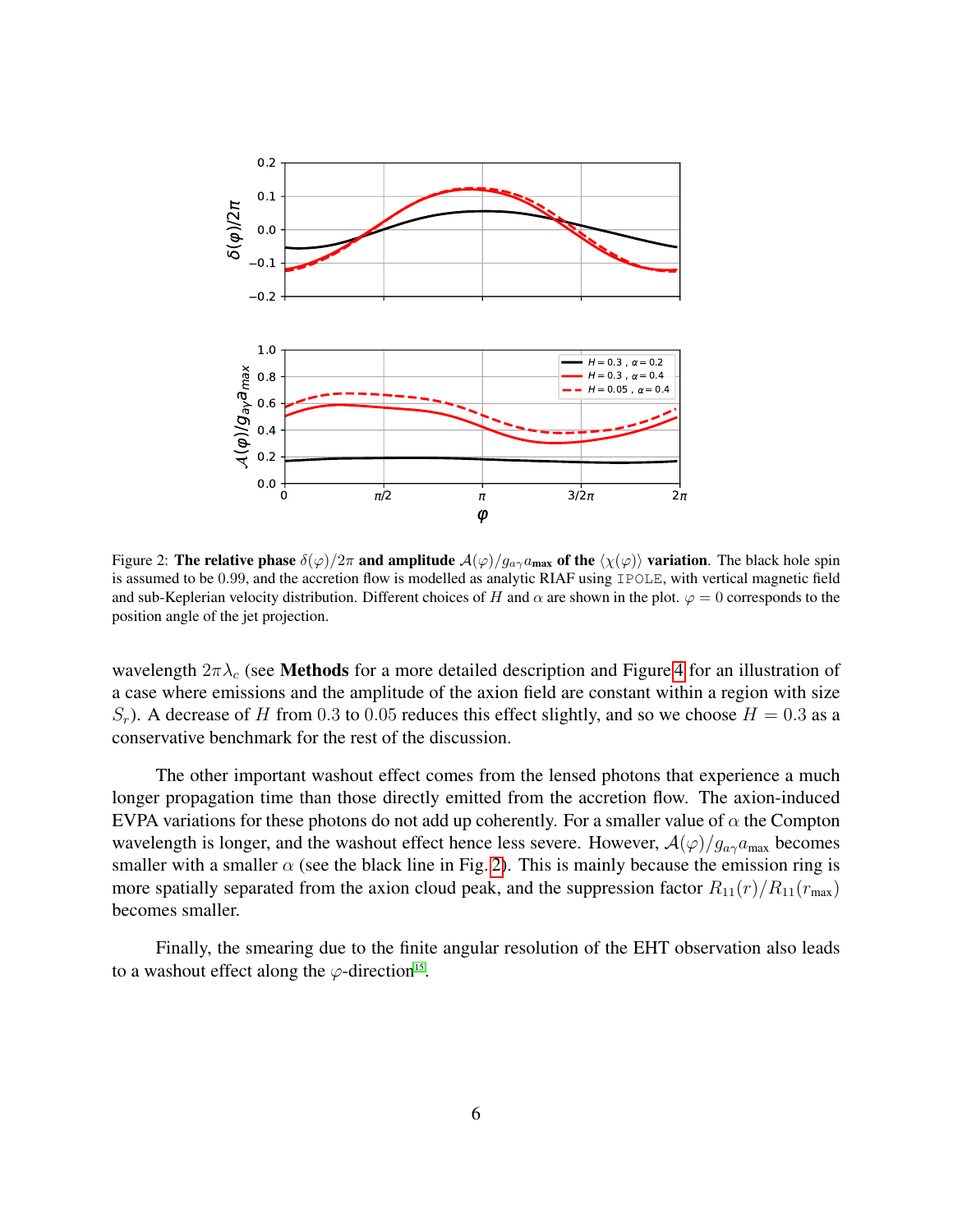Figure 2: **The relative phase $\delta(\varphi)/2\pi$ and amplitude $\mathcal{A}(\varphi)/g_{a\gamma}a_{\rm max}$ of the $\langle\chi(\varphi)\rangle$ variation**. The black hole spin is assumed to be 0.99, and the accretion flow is modelled as analytic RIAF using `IPOLE`, with vertical magnetic field and sub-Keplerian velocity distribution. Different choices of $H$ and $\alpha$ are shown in the plot. $\varphi = 0$ corresponds to the position angle of the jet projection.

wavelength $2\pi\lambda_c$ (see **Methods** for a more detailed description and Figure 4 for an illustration of a case where emissions and the amplitude of the axion field are constant within a region with size $S_r$). A decrease of $H$ from 0.3 to 0.05 reduces this effect slightly, and so we choose $H = 0.3$ as a conservative benchmark for the rest of the discussion.

The other important washout effect comes from the lensed photons that experience a much longer propagation time than those directly emitted from the accretion flow. The axion-induced EVPA variations for these photons do not add up coherently. For a smaller value of $\alpha$ the Compton wavelength is longer, and the washout effect hence less severe. However, $\mathcal{A}(\varphi)/g_{a\gamma}a_{\rm max}$ becomes smaller with a smaller $\alpha$ (see the black line in Fig. 2). This is mainly because the emission ring is more spatially separated from the axion cloud peak, and the suppression factor $R_{11}(r)/R_{11}(r_{\rm max})$ becomes smaller.

Finally, the smearing due to the finite angular resolution of the EHT observation also leads to a washout effect along the $\varphi$-direction[15].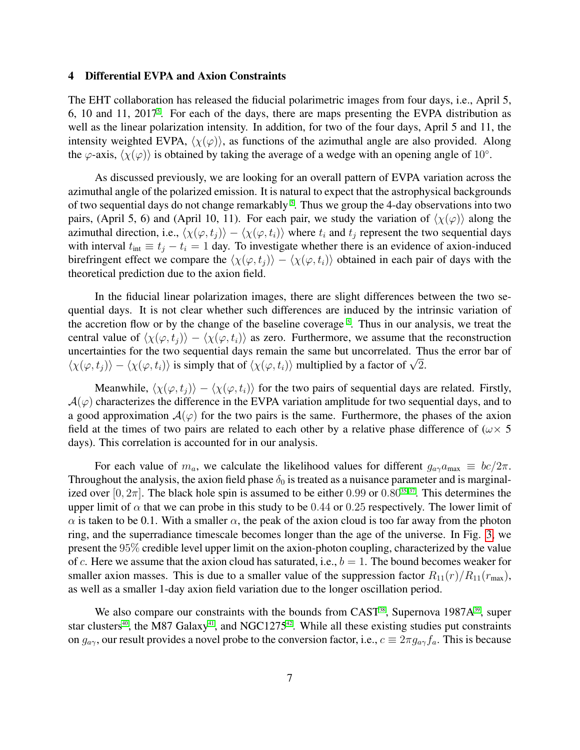## 4 Differential EVPA and Axion Constraints

The EHT collaboration has released the fiducial polarimetric images from four days, i.e., April 5, 6, 10 and 11, 2017[5]. For each of the days, there are maps presenting the EVPA distribution as well as the linear polarization intensity. In addition, for two of the four days, April 5 and 11, the intensity weighted EVPA, $\langle\chi(\varphi)\rangle$, as functions of the azimuthal angle are also provided. Along the $\varphi$-axis, $\langle\chi(\varphi)\rangle$ is obtained by taking the average of a wedge with an opening angle of $10°$.

As discussed previously, we are looking for an overall pattern of EVPA variation across the azimuthal angle of the polarized emission. It is natural to expect that the astrophysical backgrounds of two sequential days do not change remarkably [5]. Thus we group the 4-day observations into two pairs, (April 5, 6) and (April 10, 11). For each pair, we study the variation of $\langle\chi(\varphi)\rangle$ along the azimuthal direction, i.e., $\langle\chi(\varphi, t_j)\rangle - \langle\chi(\varphi, t_i)\rangle$ where $t_i$ and $t_j$ represent the two sequential days with interval $t_{\text{int}} \equiv t_j - t_i = 1$ day. To investigate whether there is an evidence of axion-induced birefringent effect we compare the $\langle\chi(\varphi, t_j)\rangle - \langle\chi(\varphi, t_i)\rangle$ obtained in each pair of days with the theoretical prediction due to the axion field.

In the fiducial linear polarization images, there are slight differences between the two sequential days. It is not clear whether such differences are induced by the intrinsic variation of the accretion flow or by the change of the baseline coverage [5]. Thus in our analysis, we treat the central value of $\langle\chi(\varphi, t_j)\rangle - \langle\chi(\varphi, t_i)\rangle$ as zero. Furthermore, we assume that the reconstruction uncertainties for the two sequential days remain the same but uncorrelated. Thus the error bar of $\langle\chi(\varphi, t_j)\rangle - \langle\chi(\varphi, t_i)\rangle$ is simply that of $\langle\chi(\varphi, t_i)\rangle$ multiplied by a factor of $\sqrt{2}$.

Meanwhile, $\langle\chi(\varphi, t_j)\rangle - \langle\chi(\varphi, t_i)\rangle$ for the two pairs of sequential days are related. Firstly, $\mathcal{A}(\varphi)$ characterizes the difference in the EVPA variation amplitude for two sequential days, and to a good approximation $\mathcal{A}(\varphi)$ for the two pairs is the same. Furthermore, the phases of the axion field at the times of two pairs are related to each other by a relative phase difference of ($\omega\times$ 5 days). This correlation is accounted for in our analysis.

For each value of $m_a$, we calculate the likelihood values for different $g_{a\gamma}a_{\text{max}} \equiv bc/2\pi$. Throughout the analysis, the axion field phase $\delta_0$ is treated as a nuisance parameter and is marginalized over $[0, 2\pi]$. The black hole spin is assumed to be either $0.99$ or $0.80$[35,37]. This determines the upper limit of $\alpha$ that we can probe in this study to be $0.44$ or $0.25$ respectively. The lower limit of $\alpha$ is taken to be 0.1. With a smaller $\alpha$, the peak of the axion cloud is too far away from the photon ring, and the superradiance timescale becomes longer than the age of the universe. In Fig. 3, we present the $95\%$ credible level upper limit on the axion-photon coupling, characterized by the value of $c$. Here we assume that the axion cloud has saturated, i.e., $b = 1$. The bound becomes weaker for smaller axion masses. This is due to a smaller value of the suppression factor $R_{11}(r)/R_{11}(r_{\text{max}})$, as well as a smaller 1-day axion field variation due to the longer oscillation period.

We also compare our constraints with the bounds from CAST[38], Supernova 1987A[39], super star clusters[40], the M87 Galaxy[41], and NGC1275[42]. While all these existing studies put constraints on $g_{a\gamma}$, our result provides a novel probe to the conversion factor, i.e., $c \equiv 2\pi g_{a\gamma} f_a$. This is because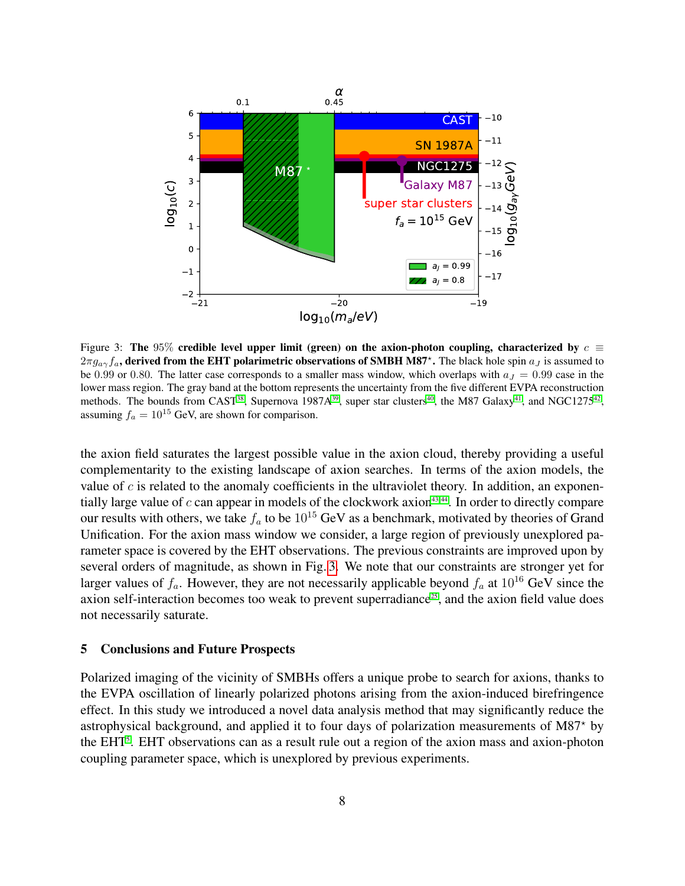Figure 3: **The 95% credible level upper limit (green) on the axion-photon coupling, characterized by $c \equiv 2\pi g_{a\gamma} f_a$, derived from the EHT polarimetric observations of SMBH M87$^\star$.** The black hole spin $a_J$ is assumed to be 0.99 or 0.80. The latter case corresponds to a smaller mass window, which overlaps with $a_J = 0.99$ case in the lower mass region. The gray band at the bottom represents the uncertainty from the five different EVPA reconstruction methods. The bounds from CAST[38], Supernova 1987A[39], super star clusters[40], the M87 Galaxy[41], and NGC1275[42], assuming $f_a = 10^{15}$ GeV, are shown for comparison.

the axion field saturates the largest possible value in the axion cloud, thereby providing a useful complementarity to the existing landscape of axion searches. In terms of the axion models, the value of $c$ is related to the anomaly coefficients in the ultraviolet theory. In addition, an exponentially large value of $c$ can appear in models of the clockwork axion[43,44]. In order to directly compare our results with others, we take $f_a$ to be $10^{15}$ GeV as a benchmark, motivated by theories of Grand Unification. For the axion mass window we consider, a large region of previously unexplored parameter space is covered by the EHT observations. The previous constraints are improved upon by several orders of magnitude, as shown in Fig. 3. We note that our constraints are stronger yet for larger values of $f_a$. However, they are not necessarily applicable beyond $f_a$ at $10^{16}$ GeV since the axion self-interaction becomes too weak to prevent superradiance[25], and the axion field value does not necessarily saturate.

## 5 Conclusions and Future Prospects

Polarized imaging of the vicinity of SMBHs offers a unique probe to search for axions, thanks to the EVPA oscillation of linearly polarized photons arising from the axion-induced birefringence effect. In this study we introduced a novel data analysis method that may significantly reduce the astrophysical background, and applied it to four days of polarization measurements of M87$^\star$ by the EHT[5]. EHT observations can as a result rule out a region of the axion mass and axion-photon coupling parameter space, which is unexplored by previous experiments.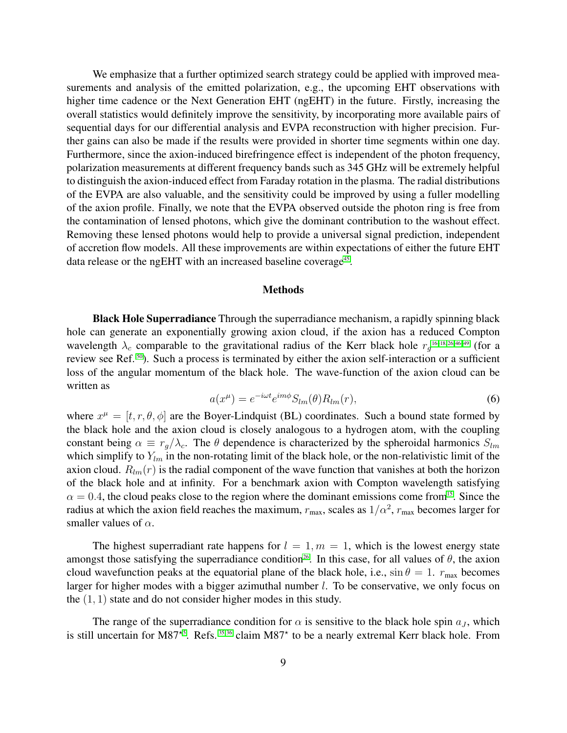We emphasize that a further optimized search strategy could be applied with improved measurements and analysis of the emitted polarization, e.g., the upcoming EHT observations with higher time cadence or the Next Generation EHT (ngEHT) in the future. Firstly, increasing the overall statistics would definitely improve the sensitivity, by incorporating more available pairs of sequential days for our differential analysis and EVPA reconstruction with higher precision. Further gains can also be made if the results were provided in shorter time segments within one day. Furthermore, since the axion-induced birefringence effect is independent of the photon frequency, polarization measurements at different frequency bands such as 345 GHz will be extremely helpful to distinguish the axion-induced effect from Faraday rotation in the plasma. The radial distributions of the EVPA are also valuable, and the sensitivity could be improved by using a fuller modelling of the axion profile. Finally, we note that the EVPA observed outside the photon ring is free from the contamination of lensed photons, which give the dominant contribution to the washout effect. Removing these lensed photons would help to provide a universal signal prediction, independent of accretion flow models. All these improvements are within expectations of either the future EHT data release or the ngEHT with an increased baseline coverage[45].

## Methods

**Black Hole Superradiance** Through the superradiance mechanism, a rapidly spinning black hole can generate an exponentially growing axion cloud, if the axion has a reduced Compton wavelength $\lambda_c$ comparable to the gravitational radius of the Kerr black hole $r_g$[16,18,26,46–49] (for a review see Ref.[50]). Such a process is terminated by either the axion self-interaction or a sufficient loss of the angular momentum of the black hole. The wave-function of the axion cloud can be written as

$$a(x^\mu) = e^{-i\omega t} e^{im\phi} S_{lm}(\theta) R_{lm}(r), \tag{6}$$

where $x^\mu = [t, r, \theta, \phi]$ are the Boyer-Lindquist (BL) coordinates. Such a bound state formed by the black hole and the axion cloud is closely analogous to a hydrogen atom, with the coupling constant being $\alpha \equiv r_g/\lambda_c$. The $\theta$ dependence is characterized by the spheroidal harmonics $S_{lm}$ which simplify to $Y_{lm}$ in the non-rotating limit of the black hole, or the non-relativistic limit of the axion cloud. $R_{lm}(r)$ is the radial component of the wave function that vanishes at both the horizon of the black hole and at infinity. For a benchmark axion with Compton wavelength satisfying $\alpha = 0.4$, the cloud peaks close to the region where the dominant emissions come from[15]. Since the radius at which the axion field reaches the maximum, $r_{\rm max}$, scales as $1/\alpha^2$, $r_{\rm max}$ becomes larger for smaller values of $\alpha$.

The highest superradiant rate happens for $l = 1, m = 1$, which is the lowest energy state amongst those satisfying the superradiance condition[26]. In this case, for all values of $\theta$, the axion cloud wavefunction peaks at the equatorial plane of the black hole, i.e., $\sin\theta = 1$. $r_{\rm max}$ becomes larger for higher modes with a bigger azimuthal number $l$. To be conservative, we only focus on the $(1, 1)$ state and do not consider higher modes in this study.

The range of the superradiance condition for $\alpha$ is sensitive to the black hole spin $a_J$, which is still uncertain for M87$^\star$[5]. Refs.[35,36] claim M87$^\star$ to be a nearly extremal Kerr black hole. From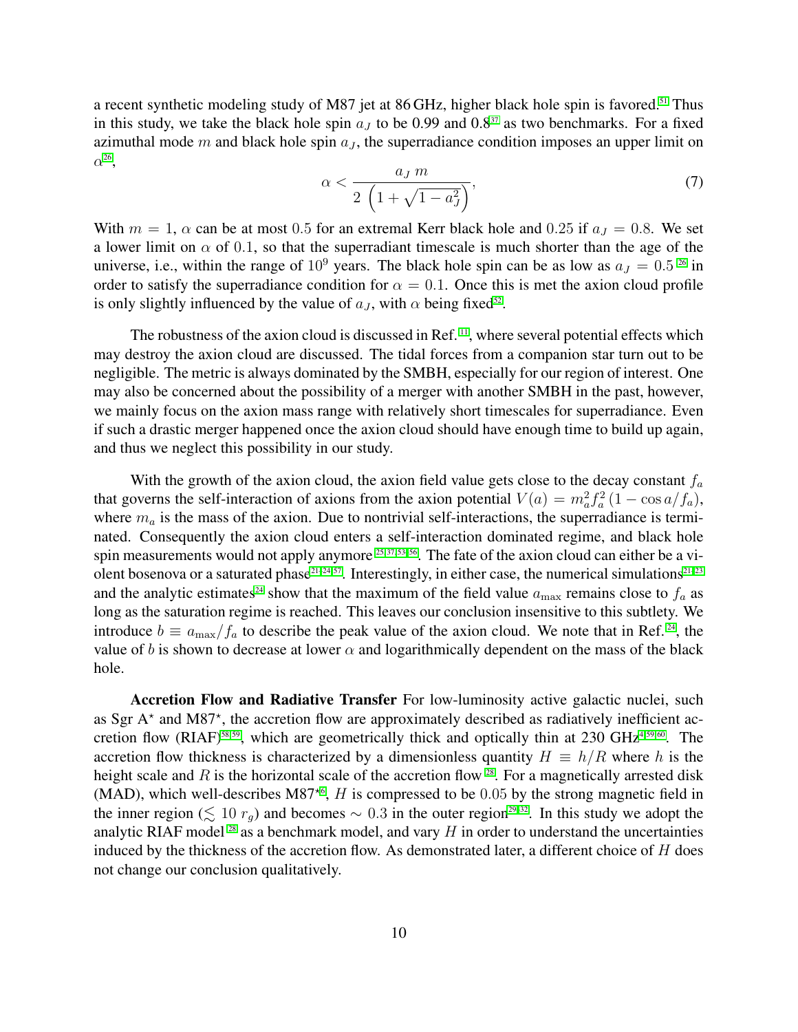a recent synthetic modeling study of M87 jet at 86 GHz, higher black hole spin is favored.[51] Thus in this study, we take the black hole spin $a_J$ to be 0.99 and 0.8[37] as two benchmarks. For a fixed azimuthal mode $m$ and black hole spin $a_J$, the superradiance condition imposes an upper limit on $\alpha$[26],

$$\alpha < \frac{a_J\, m}{2\left(1+\sqrt{1-a_J^2}\right)}, \tag{7}$$

With $m = 1$, $\alpha$ can be at most 0.5 for an extremal Kerr black hole and 0.25 if $a_J = 0.8$. We set a lower limit on $\alpha$ of 0.1, so that the superradiant timescale is much shorter than the age of the universe, i.e., within the range of $10^9$ years. The black hole spin can be as low as $a_J = 0.5$ [26] in order to satisfy the superradiance condition for $\alpha = 0.1$. Once this is met the axion cloud profile is only slightly influenced by the value of $a_J$, with $\alpha$ being fixed[52].

The robustness of the axion cloud is discussed in Ref. [11], where several potential effects which may destroy the axion cloud are discussed. The tidal forces from a companion star turn out to be negligible. The metric is always dominated by the SMBH, especially for our region of interest. One may also be concerned about the possibility of a merger with another SMBH in the past, however, we mainly focus on the axion mass range with relatively short timescales for superradiance. Even if such a drastic merger happened once the axion cloud should have enough time to build up again, and thus we neglect this possibility in our study.

With the growth of the axion cloud, the axion field value gets close to the decay constant $f_a$ that governs the self-interaction of axions from the axion potential $V(a) = m_a^2 f_a^2 (1 - \cos a/f_a)$, where $m_a$ is the mass of the axion. Due to nontrivial self-interactions, the superradiance is terminated. Consequently the axion cloud enters a self-interaction dominated regime, and black hole spin measurements would not apply anymore [25,37,53–56]. The fate of the axion cloud can either be a violent bosenova or a saturated phase[21,24,57]. Interestingly, in either case, the numerical simulations[21,23] and the analytic estimates[24] show that the maximum of the field value $a_{\max}$ remains close to $f_a$ as long as the saturation regime is reached. This leaves our conclusion insensitive to this subtlety. We introduce $b \equiv a_{\max}/f_a$ to describe the peak value of the axion cloud. We note that in Ref. [24], the value of $b$ is shown to decrease at lower $\alpha$ and logarithmically dependent on the mass of the black hole.

**Accretion Flow and Radiative Transfer** For low-luminosity active galactic nuclei, such as Sgr A$^\star$ and M87$^\star$, the accretion flow are approximately described as radiatively inefficient accretion flow (RIAF)[58,59], which are geometrically thick and optically thin at 230 GHz[4,59,60]. The accretion flow thickness is characterized by a dimensionless quantity $H \equiv h/R$ where $h$ is the height scale and $R$ is the horizontal scale of the accretion flow [28]. For a magnetically arrested disk (MAD), which well-describes M87$^\star$[6], $H$ is compressed to be 0.05 by the strong magnetic field in the inner region ($\lesssim 10\ r_g$) and becomes $\sim 0.3$ in the outer region[29–32]. In this study we adopt the analytic RIAF model [28] as a benchmark model, and vary $H$ in order to understand the uncertainties induced by the thickness of the accretion flow. As demonstrated later, a different choice of $H$ does not change our conclusion qualitatively.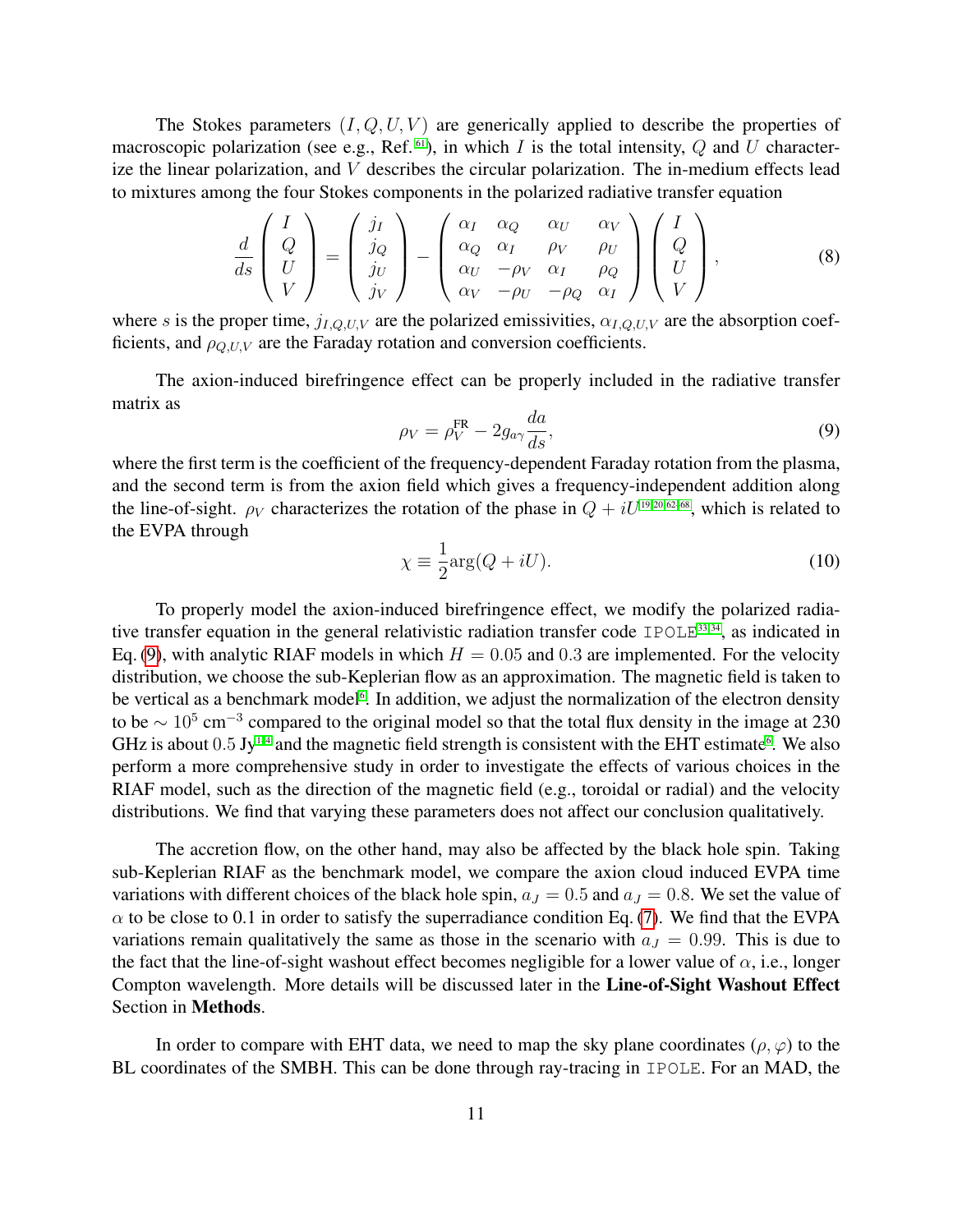The Stokes parameters $(I, Q, U, V)$ are generically applied to describe the properties of macroscopic polarization (see e.g., Ref.[61]), in which $I$ is the total intensity, $Q$ and $U$ characterize the linear polarization, and $V$ describes the circular polarization. The in-medium effects lead to mixtures among the four Stokes components in the polarized radiative transfer equation

$$\frac{d}{ds}\begin{pmatrix} I \\ Q \\ U \\ V \end{pmatrix} = \begin{pmatrix} j_I \\ j_Q \\ j_U \\ j_V \end{pmatrix} - \begin{pmatrix} \alpha_I & \alpha_Q & \alpha_U & \alpha_V \\ \alpha_Q & \alpha_I & \rho_V & \rho_U \\ \alpha_U & -\rho_V & \alpha_I & \rho_Q \\ \alpha_V & -\rho_U & -\rho_Q & \alpha_I \end{pmatrix} \begin{pmatrix} I \\ Q \\ U \\ V \end{pmatrix}, \tag{8}$$

where $s$ is the proper time, $j_{I,Q,U,V}$ are the polarized emissivities, $\alpha_{I,Q,U,V}$ are the absorption coefficients, and $\rho_{Q,U,V}$ are the Faraday rotation and conversion coefficients.

The axion-induced birefringence effect can be properly included in the radiative transfer matrix as

$$\rho_V = \rho_V^{\text{FR}} - 2g_{a\gamma}\frac{da}{ds}, \tag{9}$$

where the first term is the coefficient of the frequency-dependent Faraday rotation from the plasma, and the second term is from the axion field which gives a frequency-independent addition along the line-of-sight. $\rho_V$ characterizes the rotation of the phase in $Q + iU$[19,20,62–68], which is related to the EVPA through

$$\chi \equiv \frac{1}{2}\arg(Q + iU). \tag{10}$$

To properly model the axion-induced birefringence effect, we modify the polarized radiative transfer equation in the general relativistic radiation transfer code `IPOLE`[33,34], as indicated in Eq. (9), with analytic RIAF models in which $H = 0.05$ and $0.3$ are implemented. For the velocity distribution, we choose the sub-Keplerian flow as an approximation. The magnetic field is taken to be vertical as a benchmark model[6]. In addition, we adjust the normalization of the electron density to be $\sim 10^5$ cm$^{-3}$ compared to the original model so that the total flux density in the image at 230 GHz is about $0.5$ Jy[1,4] and the magnetic field strength is consistent with the EHT estimate[6]. We also perform a more comprehensive study in order to investigate the effects of various choices in the RIAF model, such as the direction of the magnetic field (e.g., toroidal or radial) and the velocity distributions. We find that varying these parameters does not affect our conclusion qualitatively.

The accretion flow, on the other hand, may also be affected by the black hole spin. Taking sub-Keplerian RIAF as the benchmark model, we compare the axion cloud induced EVPA time variations with different choices of the black hole spin, $a_J = 0.5$ and $a_J = 0.8$. We set the value of $\alpha$ to be close to 0.1 in order to satisfy the superradiance condition Eq. (7). We find that the EVPA variations remain qualitatively the same as those in the scenario with $a_J = 0.99$. This is due to the fact that the line-of-sight washout effect becomes negligible for a lower value of $\alpha$, i.e., longer Compton wavelength. More details will be discussed later in the **Line-of-Sight Washout Effect** Section in **Methods**.

In order to compare with EHT data, we need to map the sky plane coordinates $(\rho, \varphi)$ to the BL coordinates of the SMBH. This can be done through ray-tracing in `IPOLE`. For an MAD, the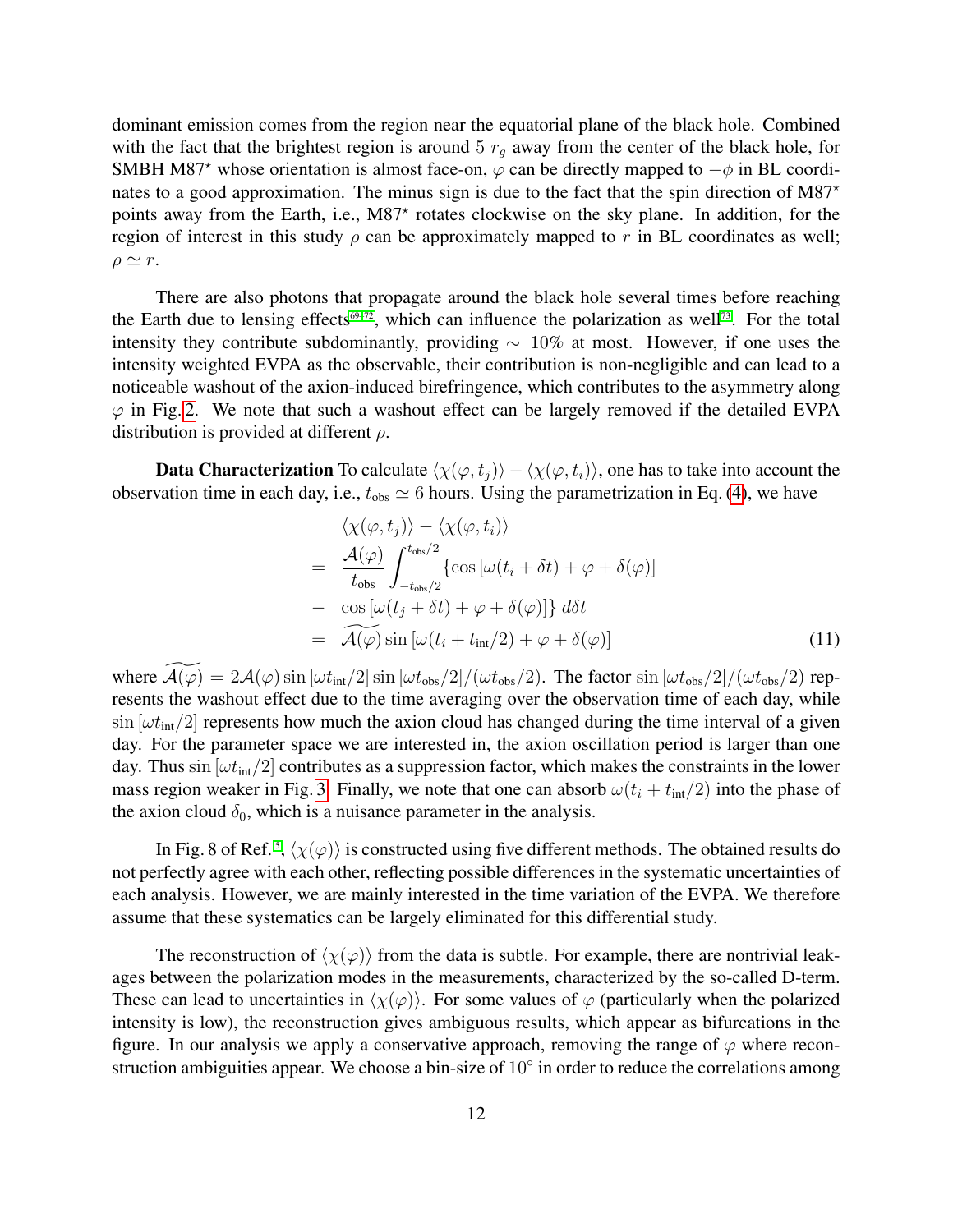dominant emission comes from the region near the equatorial plane of the black hole. Combined with the fact that the brightest region is around $5\ r_g$ away from the center of the black hole, for SMBH M87$^\star$ whose orientation is almost face-on, $\varphi$ can be directly mapped to $-\phi$ in BL coordinates to a good approximation. The minus sign is due to the fact that the spin direction of M87$^\star$ points away from the Earth, i.e., M87$^\star$ rotates clockwise on the sky plane. In addition, for the region of interest in this study $\rho$ can be approximately mapped to $r$ in BL coordinates as well; $\rho \simeq r$.

There are also photons that propagate around the black hole several times before reaching the Earth due to lensing effects[69–72], which can influence the polarization as well[73]. For the total intensity they contribute subdominantly, providing $\sim 10\%$ at most. However, if one uses the intensity weighted EVPA as the observable, their contribution is non-negligible and can lead to a noticeable washout of the axion-induced birefringence, which contributes to the asymmetry along $\varphi$ in Fig. 2. We note that such a washout effect can be largely removed if the detailed EVPA distribution is provided at different $\rho$.

**Data Characterization** To calculate $\langle\chi(\varphi, t_j)\rangle - \langle\chi(\varphi, t_i)\rangle$, one has to take into account the observation time in each day, i.e., $t_{\rm obs} \simeq 6$ hours. Using the parametrization in Eq. (4), we have

$$
\begin{aligned}
& \langle\chi(\varphi, t_j)\rangle - \langle\chi(\varphi, t_i)\rangle \\
= \; & \frac{\mathcal{A}(\varphi)}{t_{\rm obs}} \int_{-t_{\rm obs}/2}^{t_{\rm obs}/2} \{\cos\left[\omega(t_i + \delta t) + \varphi + \delta(\varphi)\right] \\
- \; & \cos\left[\omega(t_j + \delta t) + \varphi + \delta(\varphi)\right]\}\, d\delta t \\
= \; & \widetilde{\mathcal{A}(\varphi)} \sin\left[\omega(t_i + t_{\rm int}/2) + \varphi + \delta(\varphi)\right]
\end{aligned}
\tag{11}
$$

where $\widetilde{\mathcal{A}(\varphi)} = 2\mathcal{A}(\varphi)\sin\left[\omega t_{\rm int}/2\right]\sin\left[\omega t_{\rm obs}/2\right]/(\omega t_{\rm obs}/2)$. The factor $\sin\left[\omega t_{\rm obs}/2\right]/(\omega t_{\rm obs}/2)$ represents the washout effect due to the time averaging over the observation time of each day, while $\sin\left[\omega t_{\rm int}/2\right]$ represents how much the axion cloud has changed during the time interval of a given day. For the parameter space we are interested in, the axion oscillation period is larger than one day. Thus $\sin\left[\omega t_{\rm int}/2\right]$ contributes as a suppression factor, which makes the constraints in the lower mass region weaker in Fig. 3. Finally, we note that one can absorb $\omega(t_i + t_{\rm int}/2)$ into the phase of the axion cloud $\delta_0$, which is a nuisance parameter in the analysis.

In Fig. 8 of Ref.[5], $\langle\chi(\varphi)\rangle$ is constructed using five different methods. The obtained results do not perfectly agree with each other, reflecting possible differences in the systematic uncertainties of each analysis. However, we are mainly interested in the time variation of the EVPA. We therefore assume that these systematics can be largely eliminated for this differential study.

The reconstruction of $\langle\chi(\varphi)\rangle$ from the data is subtle. For example, there are nontrivial leakages between the polarization modes in the measurements, characterized by the so-called D-term. These can lead to uncertainties in $\langle\chi(\varphi)\rangle$. For some values of $\varphi$ (particularly when the polarized intensity is low), the reconstruction gives ambiguous results, which appear as bifurcations in the figure. In our analysis we apply a conservative approach, removing the range of $\varphi$ where reconstruction ambiguities appear. We choose a bin-size of $10^\circ$ in order to reduce the correlations among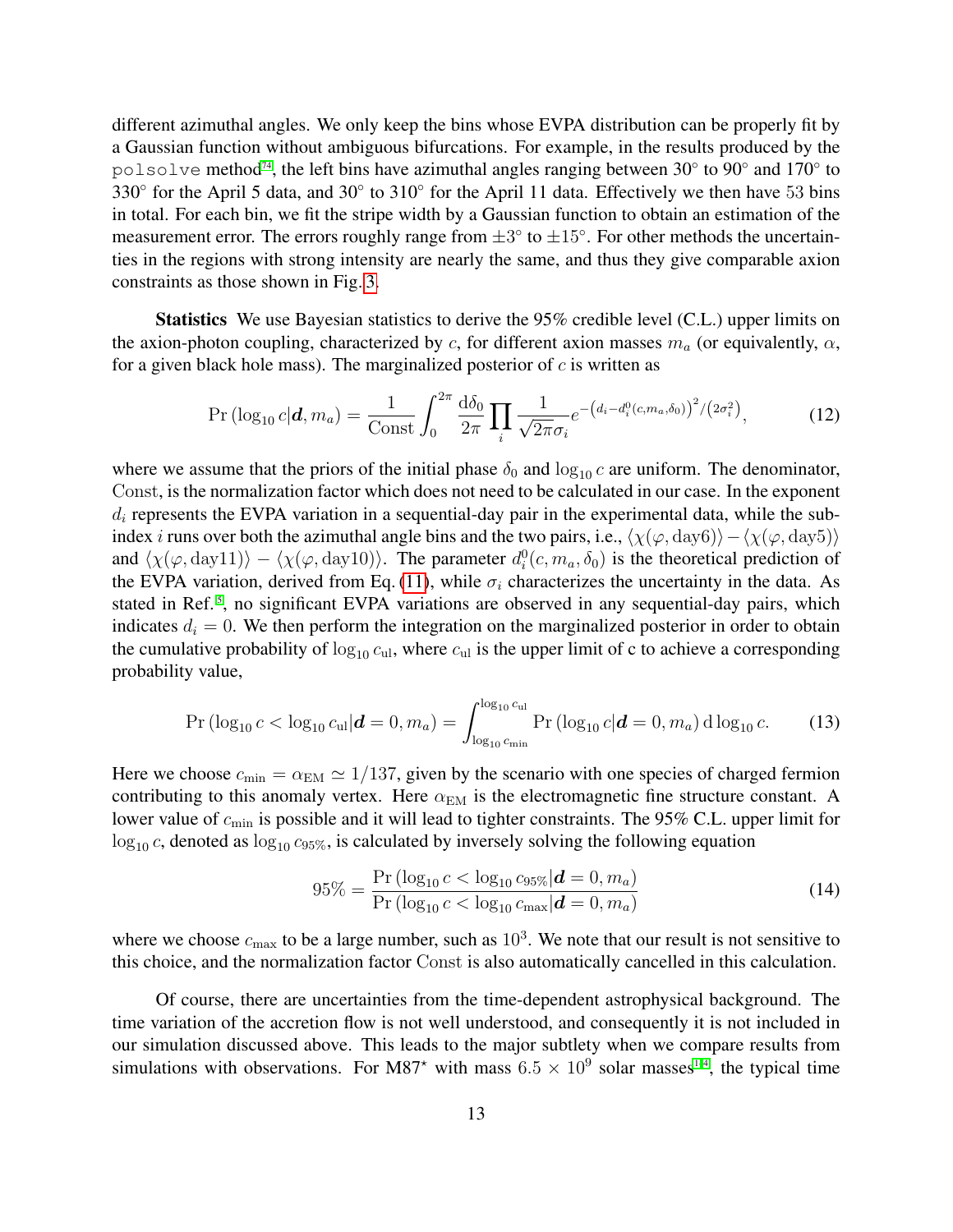different azimuthal angles. We only keep the bins whose EVPA distribution can be properly fit by a Gaussian function without ambiguous bifurcations. For example, in the results produced by the `polsolve` method[74], the left bins have azimuthal angles ranging between 30° to 90° and 170° to 330° for the April 5 data, and 30° to 310° for the April 11 data. Effectively we then have 53 bins in total. For each bin, we fit the stripe width by a Gaussian function to obtain an estimation of the measurement error. The errors roughly range from ±3° to ±15°. For other methods the uncertainties in the regions with strong intensity are nearly the same, and thus they give comparable axion constraints as those shown in Fig. 3.

**Statistics** We use Bayesian statistics to derive the 95% credible level (C.L.) upper limits on the axion-photon coupling, characterized by $c$, for different axion masses $m_a$ (or equivalently, $\alpha$, for a given black hole mass). The marginalized posterior of $c$ is written as

$$\Pr\left(\log_{10} c|\boldsymbol{d}, m_a\right) = \frac{1}{\mathrm{Const}} \int_0^{2\pi} \frac{\mathrm{d}\delta_0}{2\pi} \prod_i \frac{1}{\sqrt{2\pi}\sigma_i} e^{-\left(d_i - d_i^0(c, m_a, \delta_0)\right)^2/\left(2\sigma_i^2\right)}, \tag{12}$$

where we assume that the priors of the initial phase $\delta_0$ and $\log_{10} c$ are uniform. The denominator, Const, is the normalization factor which does not need to be calculated in our case. In the exponent $d_i$ represents the EVPA variation in a sequential-day pair in the experimental data, while the sub-index $i$ runs over both the azimuthal angle bins and the two pairs, i.e., $\langle\chi(\varphi, \mathrm{day6})\rangle - \langle\chi(\varphi, \mathrm{day5})\rangle$ and $\langle\chi(\varphi, \mathrm{day11})\rangle - \langle\chi(\varphi, \mathrm{day10})\rangle$. The parameter $d_i^0(c, m_a, \delta_0)$ is the theoretical prediction of the EVPA variation, derived from Eq. (11), while $\sigma_i$ characterizes the uncertainty in the data. As stated in Ref.[5], no significant EVPA variations are observed in any sequential-day pairs, which indicates $d_i = 0$. We then perform the integration on the marginalized posterior in order to obtain the cumulative probability of $\log_{10} c_{\mathrm{ul}}$, where $c_{\mathrm{ul}}$ is the upper limit of c to achieve a corresponding probability value,

$$\Pr\left(\log_{10} c < \log_{10} c_{\mathrm{ul}}|\boldsymbol{d} = 0, m_a\right) = \int_{\log_{10} c_{\mathrm{min}}}^{\log_{10} c_{\mathrm{ul}}} \Pr\left(\log_{10} c|\boldsymbol{d} = 0, m_a\right) \mathrm{d}\log_{10} c. \tag{13}$$

Here we choose $c_{\mathrm{min}} = \alpha_{\mathrm{EM}} \simeq 1/137$, given by the scenario with one species of charged fermion contributing to this anomaly vertex. Here $\alpha_{\mathrm{EM}}$ is the electromagnetic fine structure constant. A lower value of $c_{\mathrm{min}}$ is possible and it will lead to tighter constraints. The 95% C.L. upper limit for $\log_{10} c$, denoted as $\log_{10} c_{95\%}$, is calculated by inversely solving the following equation

$$95\% = \frac{\Pr\left(\log_{10} c < \log_{10} c_{95\%}|\boldsymbol{d} = 0, m_a\right)}{\Pr\left(\log_{10} c < \log_{10} c_{\mathrm{max}}|\boldsymbol{d} = 0, m_a\right)} \tag{14}$$

where we choose $c_{\mathrm{max}}$ to be a large number, such as $10^3$. We note that our result is not sensitive to this choice, and the normalization factor Const is also automatically cancelled in this calculation.

Of course, there are uncertainties from the time-dependent astrophysical background. The time variation of the accretion flow is not well understood, and consequently it is not included in our simulation discussed above. This leads to the major subtlety when we compare results from simulations with observations. For M87$^\star$ with mass $6.5 \times 10^9$ solar masses[1,4], the typical time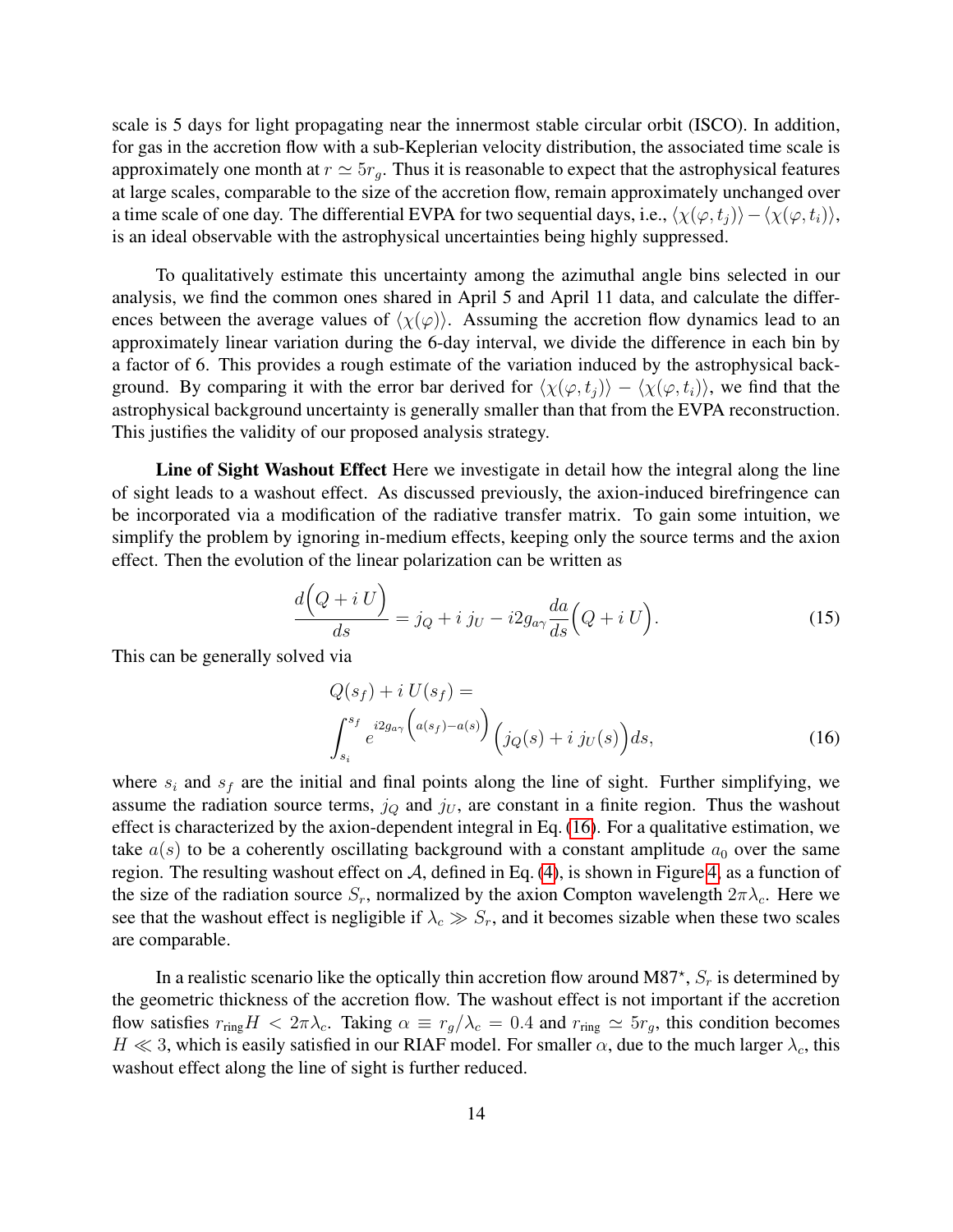scale is 5 days for light propagating near the innermost stable circular orbit (ISCO). In addition, for gas in the accretion flow with a sub-Keplerian velocity distribution, the associated time scale is approximately one month at $r \simeq 5r_g$. Thus it is reasonable to expect that the astrophysical features at large scales, comparable to the size of the accretion flow, remain approximately unchanged over a time scale of one day. The differential EVPA for two sequential days, i.e., $\langle\chi(\varphi, t_j)\rangle - \langle\chi(\varphi, t_i)\rangle$, is an ideal observable with the astrophysical uncertainties being highly suppressed.

To qualitatively estimate this uncertainty among the azimuthal angle bins selected in our analysis, we find the common ones shared in April 5 and April 11 data, and calculate the differences between the average values of $\langle\chi(\varphi)\rangle$. Assuming the accretion flow dynamics lead to an approximately linear variation during the 6-day interval, we divide the difference in each bin by a factor of 6. This provides a rough estimate of the variation induced by the astrophysical background. By comparing it with the error bar derived for $\langle\chi(\varphi, t_j)\rangle - \langle\chi(\varphi, t_i)\rangle$, we find that the astrophysical background uncertainty is generally smaller than that from the EVPA reconstruction. This justifies the validity of our proposed analysis strategy.

**Line of Sight Washout Effect** Here we investigate in detail how the integral along the line of sight leads to a washout effect. As discussed previously, the axion-induced birefringence can be incorporated via a modification of the radiative transfer matrix. To gain some intuition, we simplify the problem by ignoring in-medium effects, keeping only the source terms and the axion effect. Then the evolution of the linear polarization can be written as

$$\frac{d\Big(Q + i\,U\Big)}{ds} = j_Q + i\,j_U - i2g_{a\gamma}\frac{da}{ds}\Big(Q + i\,U\Big). \tag{15}$$

This can be generally solved via

$$Q(s_f) + i\,U(s_f) = \int_{s_i}^{s_f} e^{i2g_{a\gamma}\Big(a(s_f)-a(s)\Big)}\Big(j_Q(s) + i\,j_U(s)\Big)ds, \tag{16}$$

where $s_i$ and $s_f$ are the initial and final points along the line of sight. Further simplifying, we assume the radiation source terms, $j_Q$ and $j_U$, are constant in a finite region. Thus the washout effect is characterized by the axion-dependent integral in Eq. (16). For a qualitative estimation, we take $a(s)$ to be a coherently oscillating background with a constant amplitude $a_0$ over the same region. The resulting washout effect on $\mathcal{A}$, defined in Eq. (4), is shown in Figure 4, as a function of the size of the radiation source $S_r$, normalized by the axion Compton wavelength $2\pi\lambda_c$. Here we see that the washout effect is negligible if $\lambda_c \gg S_r$, and it becomes sizable when these two scales are comparable.

In a realistic scenario like the optically thin accretion flow around M87$^\star$, $S_r$ is determined by the geometric thickness of the accretion flow. The washout effect is not important if the accretion flow satisfies $r_{\text{ring}}H < 2\pi\lambda_c$. Taking $\alpha \equiv r_g/\lambda_c = 0.4$ and $r_{\text{ring}} \simeq 5r_g$, this condition becomes $H \ll 3$, which is easily satisfied in our RIAF model. For smaller $\alpha$, due to the much larger $\lambda_c$, this washout effect along the line of sight is further reduced.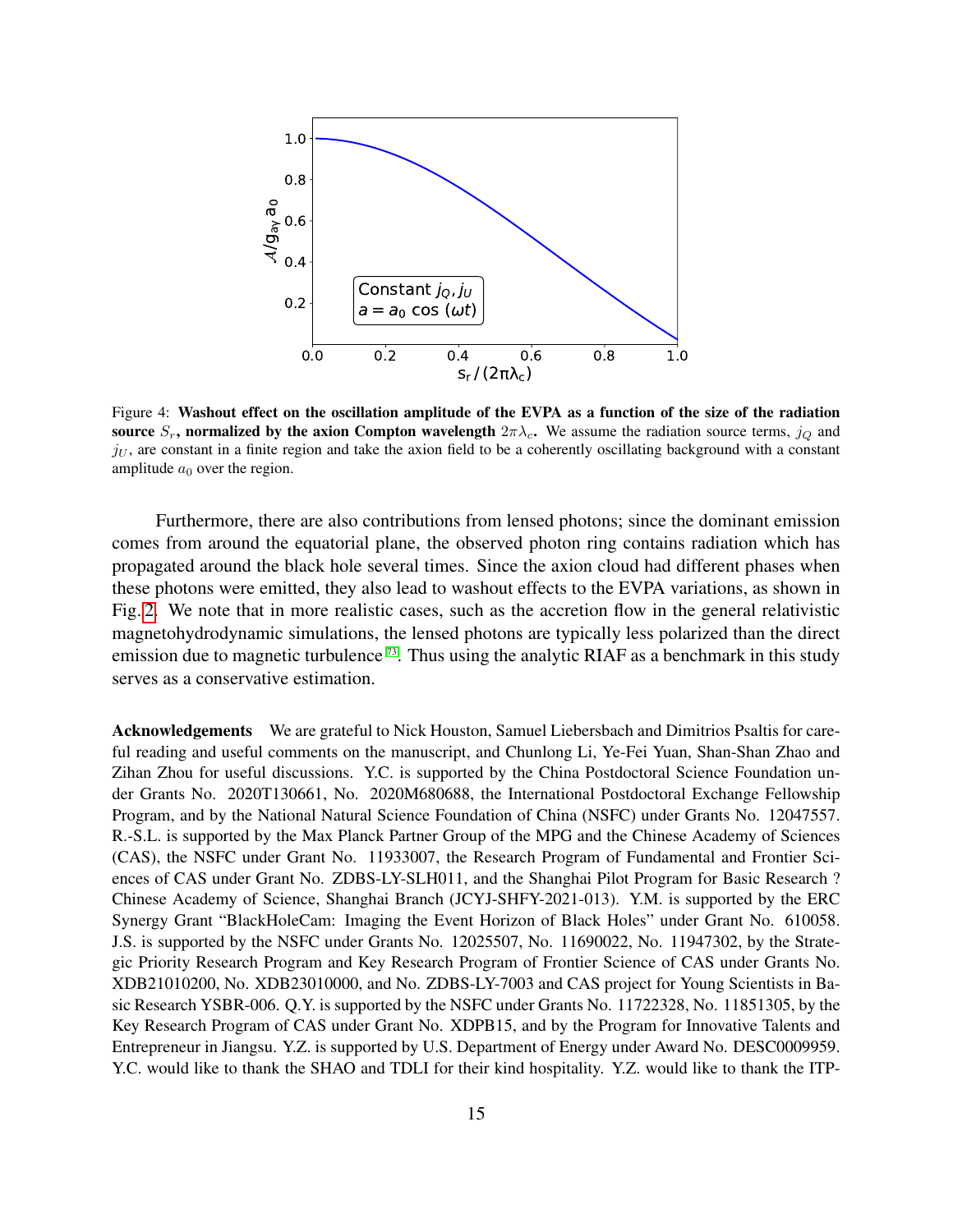Figure 4: **Washout effect on the oscillation amplitude of the EVPA as a function of the size of the radiation source $S_r$, normalized by the axion Compton wavelength $2\pi\lambda_c$.** We assume the radiation source terms, $j_Q$ and $j_U$, are constant in a finite region and take the axion field to be a coherently oscillating background with a constant amplitude $a_0$ over the region.

Furthermore, there are also contributions from lensed photons; since the dominant emission comes from around the equatorial plane, the observed photon ring contains radiation which has propagated around the black hole several times. Since the axion cloud had different phases when these photons were emitted, they also lead to washout effects to the EVPA variations, as shown in Fig. 2. We note that in more realistic cases, such as the accretion flow in the general relativistic magnetohydrodynamic simulations, the lensed photons are typically less polarized than the direct emission due to magnetic turbulence [73]. Thus using the analytic RIAF as a benchmark in this study serves as a conservative estimation.

**Acknowledgements** We are grateful to Nick Houston, Samuel Liebersbach and Dimitrios Psaltis for careful reading and useful comments on the manuscript, and Chunlong Li, Ye-Fei Yuan, Shan-Shan Zhao and Zihan Zhou for useful discussions. Y.C. is supported by the China Postdoctoral Science Foundation under Grants No. 2020T130661, No. 2020M680688, the International Postdoctoral Exchange Fellowship Program, and by the National Natural Science Foundation of China (NSFC) under Grants No. 12047557. R.-S.L. is supported by the Max Planck Partner Group of the MPG and the Chinese Academy of Sciences (CAS), the NSFC under Grant No. 11933007, the Research Program of Fundamental and Frontier Sciences of CAS under Grant No. ZDBS-LY-SLH011, and the Shanghai Pilot Program for Basic Research ? Chinese Academy of Science, Shanghai Branch (JCYJ-SHFY-2021-013). Y.M. is supported by the ERC Synergy Grant "BlackHoleCam: Imaging the Event Horizon of Black Holes" under Grant No. 610058. J.S. is supported by the NSFC under Grants No. 12025507, No. 11690022, No. 11947302, by the Strategic Priority Research Program and Key Research Program of Frontier Science of CAS under Grants No. XDB21010200, No. XDB23010000, and No. ZDBS-LY-7003 and CAS project for Young Scientists in Basic Research YSBR-006. Q.Y. is supported by the NSFC under Grants No. 11722328, No. 11851305, by the Key Research Program of CAS under Grant No. XDPB15, and by the Program for Innovative Talents and Entrepreneur in Jiangsu. Y.Z. is supported by U.S. Department of Energy under Award No. DESC0009959. Y.C. would like to thank the SHAO and TDLI for their kind hospitality. Y.Z. would like to thank the ITP-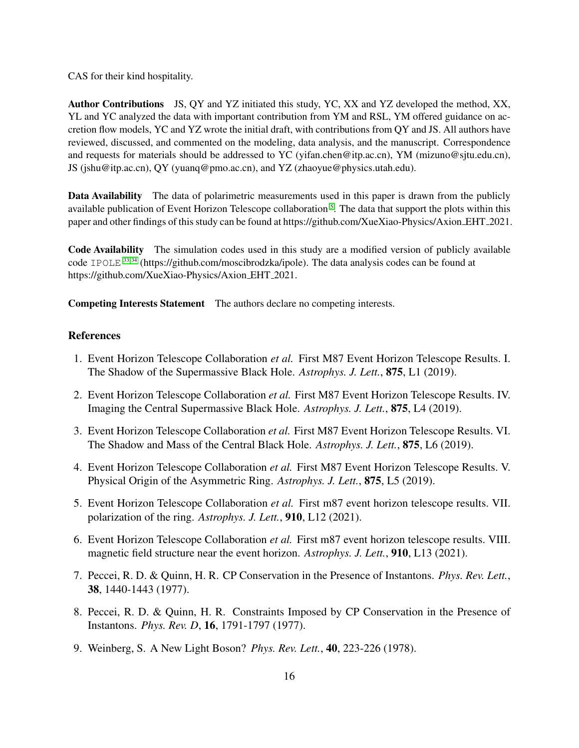CAS for their kind hospitality.

**Author Contributions** JS, QY and YZ initiated this study, YC, XX and YZ developed the method, XX, YL and YC analyzed the data with important contribution from YM and RSL, YM offered guidance on accretion flow models, YC and YZ wrote the initial draft, with contributions from QY and JS. All authors have reviewed, discussed, and commented on the modeling, data analysis, and the manuscript. Correspondence and requests for materials should be addressed to YC (yifan.chen@itp.ac.cn), YM (mizuno@sjtu.edu.cn), JS (jshu@itp.ac.cn), QY (yuanq@pmo.ac.cn), and YZ (zhaoyue@physics.utah.edu).

**Data Availability** The data of polarimetric measurements used in this paper is drawn from the publicly available publication of Event Horizon Telescope collaboration[5]. The data that support the plots within this paper and other findings of this study can be found at https://github.com/XueXiao-Physics/Axion_EHT_2021.

**Code Availability** The simulation codes used in this study are a modified version of publicly available code `IPOLE`[33,34] (https://github.com/moscibrodzka/ipole). The data analysis codes can be found at https://github.com/XueXiao-Physics/Axion_EHT_2021.

**Competing Interests Statement** The authors declare no competing interests.

## References

1. Event Horizon Telescope Collaboration *et al.* First M87 Event Horizon Telescope Results. I. The Shadow of the Supermassive Black Hole. *Astrophys. J. Lett.*, **875**, L1 (2019).
2. Event Horizon Telescope Collaboration *et al.* First M87 Event Horizon Telescope Results. IV. Imaging the Central Supermassive Black Hole. *Astrophys. J. Lett.*, **875**, L4 (2019).
3. Event Horizon Telescope Collaboration *et al.* First M87 Event Horizon Telescope Results. VI. The Shadow and Mass of the Central Black Hole. *Astrophys. J. Lett.*, **875**, L6 (2019).
4. Event Horizon Telescope Collaboration *et al.* First M87 Event Horizon Telescope Results. V. Physical Origin of the Asymmetric Ring. *Astrophys. J. Lett.*, **875**, L5 (2019).
5. Event Horizon Telescope Collaboration *et al.* First m87 event horizon telescope results. VII. polarization of the ring. *Astrophys. J. Lett.*, **910**, L12 (2021).
6. Event Horizon Telescope Collaboration *et al.* First m87 event horizon telescope results. VIII. magnetic field structure near the event horizon. *Astrophys. J. Lett.*, **910**, L13 (2021).
7. Peccei, R. D. & Quinn, H. R. CP Conservation in the Presence of Instantons. *Phys. Rev. Lett.*, **38**, 1440-1443 (1977).
8. Peccei, R. D. & Quinn, H. R. Constraints Imposed by CP Conservation in the Presence of Instantons. *Phys. Rev. D*, **16**, 1791-1797 (1977).
9. Weinberg, S. A New Light Boson? *Phys. Rev. Lett.*, **40**, 223-226 (1978).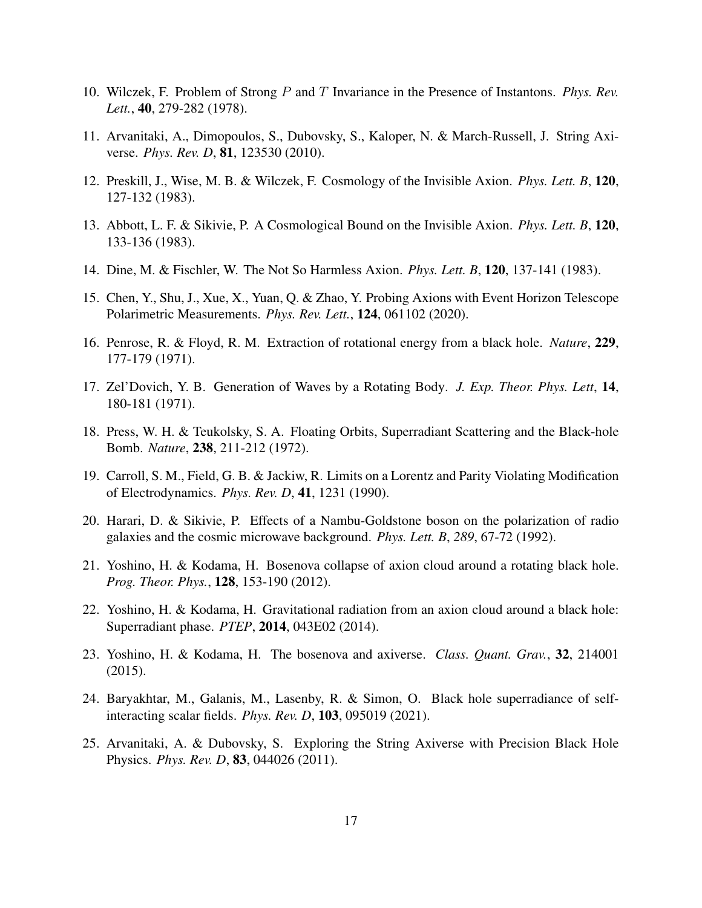10. Wilczek, F. Problem of Strong $P$ and $T$ Invariance in the Presence of Instantons. *Phys. Rev. Lett.*, **40**, 279-282 (1978).

11. Arvanitaki, A., Dimopoulos, S., Dubovsky, S., Kaloper, N. & March-Russell, J. String Axiverse. *Phys. Rev. D*, **81**, 123530 (2010).

12. Preskill, J., Wise, M. B. & Wilczek, F. Cosmology of the Invisible Axion. *Phys. Lett. B*, **120**, 127-132 (1983).

13. Abbott, L. F. & Sikivie, P. A Cosmological Bound on the Invisible Axion. *Phys. Lett. B*, **120**, 133-136 (1983).

14. Dine, M. & Fischler, W. The Not So Harmless Axion. *Phys. Lett. B*, **120**, 137-141 (1983).

15. Chen, Y., Shu, J., Xue, X., Yuan, Q. & Zhao, Y. Probing Axions with Event Horizon Telescope Polarimetric Measurements. *Phys. Rev. Lett.*, **124**, 061102 (2020).

16. Penrose, R. & Floyd, R. M. Extraction of rotational energy from a black hole. *Nature*, **229**, 177-179 (1971).

17. Zel'Dovich, Y. B. Generation of Waves by a Rotating Body. *J. Exp. Theor. Phys. Lett*, **14**, 180-181 (1971).

18. Press, W. H. & Teukolsky, S. A. Floating Orbits, Superradiant Scattering and the Black-hole Bomb. *Nature*, **238**, 211-212 (1972).

19. Carroll, S. M., Field, G. B. & Jackiw, R. Limits on a Lorentz and Parity Violating Modification of Electrodynamics. *Phys. Rev. D*, **41**, 1231 (1990).

20. Harari, D. & Sikivie, P. Effects of a Nambu-Goldstone boson on the polarization of radio galaxies and the cosmic microwave background. *Phys. Lett. B*, *289*, 67-72 (1992).

21. Yoshino, H. & Kodama, H. Bosenova collapse of axion cloud around a rotating black hole. *Prog. Theor. Phys.*, **128**, 153-190 (2012).

22. Yoshino, H. & Kodama, H. Gravitational radiation from an axion cloud around a black hole: Superradiant phase. *PTEP*, **2014**, 043E02 (2014).

23. Yoshino, H. & Kodama, H. The bosenova and axiverse. *Class. Quant. Grav.*, **32**, 214001 (2015).

24. Baryakhtar, M., Galanis, M., Lasenby, R. & Simon, O. Black hole superradiance of self-interacting scalar fields. *Phys. Rev. D*, **103**, 095019 (2021).

25. Arvanitaki, A. & Dubovsky, S. Exploring the String Axiverse with Precision Black Hole Physics. *Phys. Rev. D*, **83**, 044026 (2011).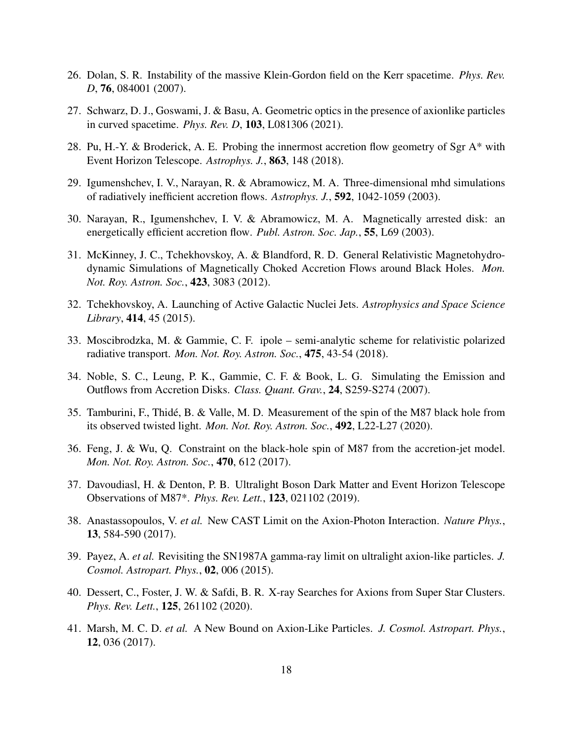26. Dolan, S. R. Instability of the massive Klein-Gordon field on the Kerr spacetime. *Phys. Rev. D*, **76**, 084001 (2007).

27. Schwarz, D. J., Goswami, J. & Basu, A. Geometric optics in the presence of axionlike particles in curved spacetime. *Phys. Rev. D*, **103**, L081306 (2021).

28. Pu, H.-Y. & Broderick, A. E. Probing the innermost accretion flow geometry of Sgr A* with Event Horizon Telescope. *Astrophys. J.*, **863**, 148 (2018).

29. Igumenshchev, I. V., Narayan, R. & Abramowicz, M. A. Three-dimensional mhd simulations of radiatively inefficient accretion flows. *Astrophys. J.*, **592**, 1042-1059 (2003).

30. Narayan, R., Igumenshchev, I. V. & Abramowicz, M. A. Magnetically arrested disk: an energetically efficient accretion flow. *Publ. Astron. Soc. Jap.*, **55**, L69 (2003).

31. McKinney, J. C., Tchekhovskoy, A. & Blandford, R. D. General Relativistic Magnetohydrodynamic Simulations of Magnetically Choked Accretion Flows around Black Holes. *Mon. Not. Roy. Astron. Soc.*, **423**, 3083 (2012).

32. Tchekhovskoy, A. Launching of Active Galactic Nuclei Jets. *Astrophysics and Space Science Library*, **414**, 45 (2015).

33. Moscibrodzka, M. & Gammie, C. F. ipole – semi-analytic scheme for relativistic polarized radiative transport. *Mon. Not. Roy. Astron. Soc.*, **475**, 43-54 (2018).

34. Noble, S. C., Leung, P. K., Gammie, C. F. & Book, L. G. Simulating the Emission and Outflows from Accretion Disks. *Class. Quant. Grav.*, **24**, S259-S274 (2007).

35. Tamburini, F., Thidé, B. & Valle, M. D. Measurement of the spin of the M87 black hole from its observed twisted light. *Mon. Not. Roy. Astron. Soc.*, **492**, L22-L27 (2020).

36. Feng, J. & Wu, Q. Constraint on the black-hole spin of M87 from the accretion-jet model. *Mon. Not. Roy. Astron. Soc.*, **470**, 612 (2017).

37. Davoudiasl, H. & Denton, P. B. Ultralight Boson Dark Matter and Event Horizon Telescope Observations of M87*. *Phys. Rev. Lett.*, **123**, 021102 (2019).

38. Anastassopoulos, V. *et al.* New CAST Limit on the Axion-Photon Interaction. *Nature Phys.*, **13**, 584-590 (2017).

39. Payez, A. *et al.* Revisiting the SN1987A gamma-ray limit on ultralight axion-like particles. *J. Cosmol. Astropart. Phys.*, **02**, 006 (2015).

40. Dessert, C., Foster, J. W. & Safdi, B. R. X-ray Searches for Axions from Super Star Clusters. *Phys. Rev. Lett.*, **125**, 261102 (2020).

41. Marsh, M. C. D. *et al.* A New Bound on Axion-Like Particles. *J. Cosmol. Astropart. Phys.*, **12**, 036 (2017).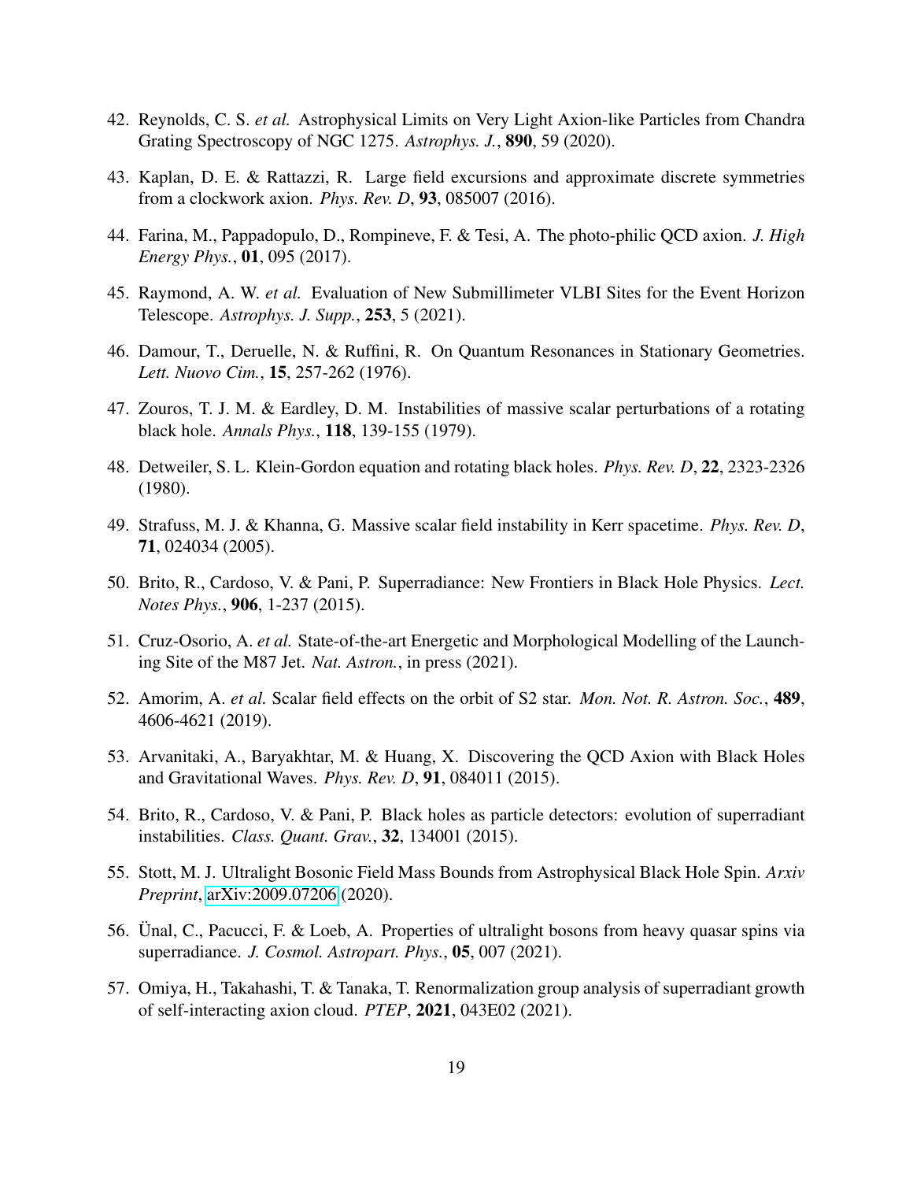42. Reynolds, C. S. *et al.* Astrophysical Limits on Very Light Axion-like Particles from Chandra Grating Spectroscopy of NGC 1275. *Astrophys. J.*, **890**, 59 (2020).

43. Kaplan, D. E. & Rattazzi, R. Large field excursions and approximate discrete symmetries from a clockwork axion. *Phys. Rev. D*, **93**, 085007 (2016).

44. Farina, M., Pappadopulo, D., Rompineve, F. & Tesi, A. The photo-philic QCD axion. *J. High Energy Phys.*, **01**, 095 (2017).

45. Raymond, A. W. *et al.* Evaluation of New Submillimeter VLBI Sites for the Event Horizon Telescope. *Astrophys. J. Supp.*, **253**, 5 (2021).

46. Damour, T., Deruelle, N. & Ruffini, R. On Quantum Resonances in Stationary Geometries. *Lett. Nuovo Cim.*, **15**, 257-262 (1976).

47. Zouros, T. J. M. & Eardley, D. M. Instabilities of massive scalar perturbations of a rotating black hole. *Annals Phys.*, **118**, 139-155 (1979).

48. Detweiler, S. L. Klein-Gordon equation and rotating black holes. *Phys. Rev. D*, **22**, 2323-2326 (1980).

49. Strafuss, M. J. & Khanna, G. Massive scalar field instability in Kerr spacetime. *Phys. Rev. D*, **71**, 024034 (2005).

50. Brito, R., Cardoso, V. & Pani, P. Superradiance: New Frontiers in Black Hole Physics. *Lect. Notes Phys.*, **906**, 1-237 (2015).

51. Cruz-Osorio, A. *et al.* State-of-the-art Energetic and Morphological Modelling of the Launching Site of the M87 Jet. *Nat. Astron.*, in press (2021).

52. Amorim, A. *et al.* Scalar field effects on the orbit of S2 star. *Mon. Not. R. Astron. Soc.*, **489**, 4606-4621 (2019).

53. Arvanitaki, A., Baryakhtar, M. & Huang, X. Discovering the QCD Axion with Black Holes and Gravitational Waves. *Phys. Rev. D*, **91**, 084011 (2015).

54. Brito, R., Cardoso, V. & Pani, P. Black holes as particle detectors: evolution of superradiant instabilities. *Class. Quant. Grav.*, **32**, 134001 (2015).

55. Stott, M. J. Ultralight Bosonic Field Mass Bounds from Astrophysical Black Hole Spin. *Arxiv Preprint*, arXiv:2009.07206 (2020).

56. Ünal, C., Pacucci, F. & Loeb, A. Properties of ultralight bosons from heavy quasar spins via superradiance. *J. Cosmol. Astropart. Phys.*, **05**, 007 (2021).

57. Omiya, H., Takahashi, T. & Tanaka, T. Renormalization group analysis of superradiant growth of self-interacting axion cloud. *PTEP*, **2021**, 043E02 (2021).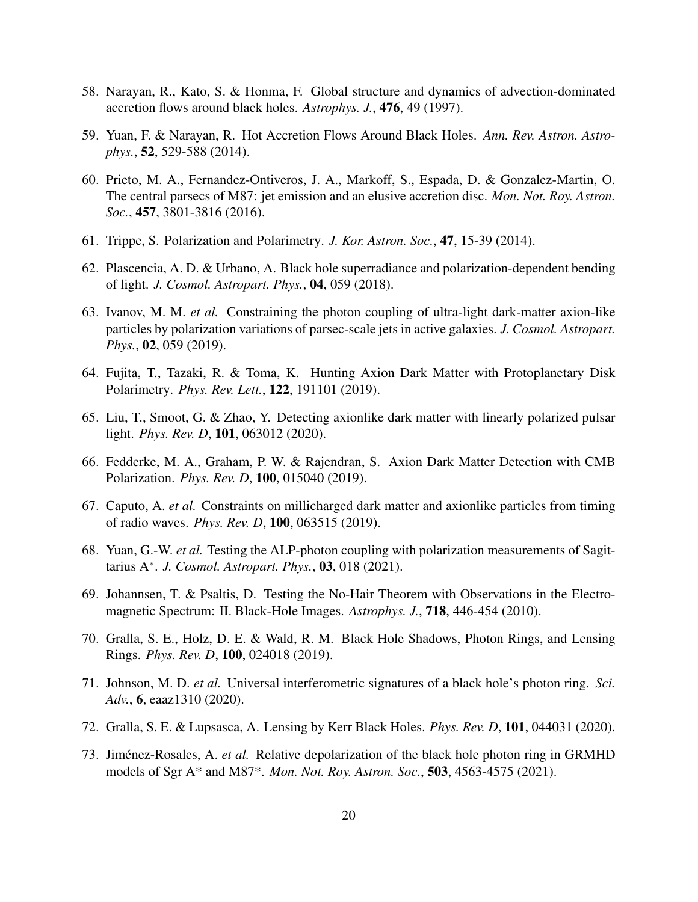58. Narayan, R., Kato, S. & Honma, F. Global structure and dynamics of advection-dominated accretion flows around black holes. *Astrophys. J.*, **476**, 49 (1997).

59. Yuan, F. & Narayan, R. Hot Accretion Flows Around Black Holes. *Ann. Rev. Astron. Astrophys.*, **52**, 529-588 (2014).

60. Prieto, M. A., Fernandez-Ontiveros, J. A., Markoff, S., Espada, D. & Gonzalez-Martin, O. The central parsecs of M87: jet emission and an elusive accretion disc. *Mon. Not. Roy. Astron. Soc.*, **457**, 3801-3816 (2016).

61. Trippe, S. Polarization and Polarimetry. *J. Kor. Astron. Soc.*, **47**, 15-39 (2014).

62. Plascencia, A. D. & Urbano, A. Black hole superradiance and polarization-dependent bending of light. *J. Cosmol. Astropart. Phys.*, **04**, 059 (2018).

63. Ivanov, M. M. *et al.* Constraining the photon coupling of ultra-light dark-matter axion-like particles by polarization variations of parsec-scale jets in active galaxies. *J. Cosmol. Astropart. Phys.*, **02**, 059 (2019).

64. Fujita, T., Tazaki, R. & Toma, K. Hunting Axion Dark Matter with Protoplanetary Disk Polarimetry. *Phys. Rev. Lett.*, **122**, 191101 (2019).

65. Liu, T., Smoot, G. & Zhao, Y. Detecting axionlike dark matter with linearly polarized pulsar light. *Phys. Rev. D*, **101**, 063012 (2020).

66. Fedderke, M. A., Graham, P. W. & Rajendran, S. Axion Dark Matter Detection with CMB Polarization. *Phys. Rev. D*, **100**, 015040 (2019).

67. Caputo, A. *et al.* Constraints on millicharged dark matter and axionlike particles from timing of radio waves. *Phys. Rev. D*, **100**, 063515 (2019).

68. Yuan, G.-W. *et al.* Testing the ALP-photon coupling with polarization measurements of Sagittarius A$^{*}$. *J. Cosmol. Astropart. Phys.*, **03**, 018 (2021).

69. Johannsen, T. & Psaltis, D. Testing the No-Hair Theorem with Observations in the Electromagnetic Spectrum: II. Black-Hole Images. *Astrophys. J.*, **718**, 446-454 (2010).

70. Gralla, S. E., Holz, D. E. & Wald, R. M. Black Hole Shadows, Photon Rings, and Lensing Rings. *Phys. Rev. D*, **100**, 024018 (2019).

71. Johnson, M. D. *et al.* Universal interferometric signatures of a black hole's photon ring. *Sci. Adv.*, **6**, eaaz1310 (2020).

72. Gralla, S. E. & Lupsasca, A. Lensing by Kerr Black Holes. *Phys. Rev. D*, **101**, 044031 (2020).

73. Jiménez-Rosales, A. *et al.* Relative depolarization of the black hole photon ring in GRMHD models of Sgr A* and M87*. *Mon. Not. Roy. Astron. Soc.*, **503**, 4563-4575 (2021).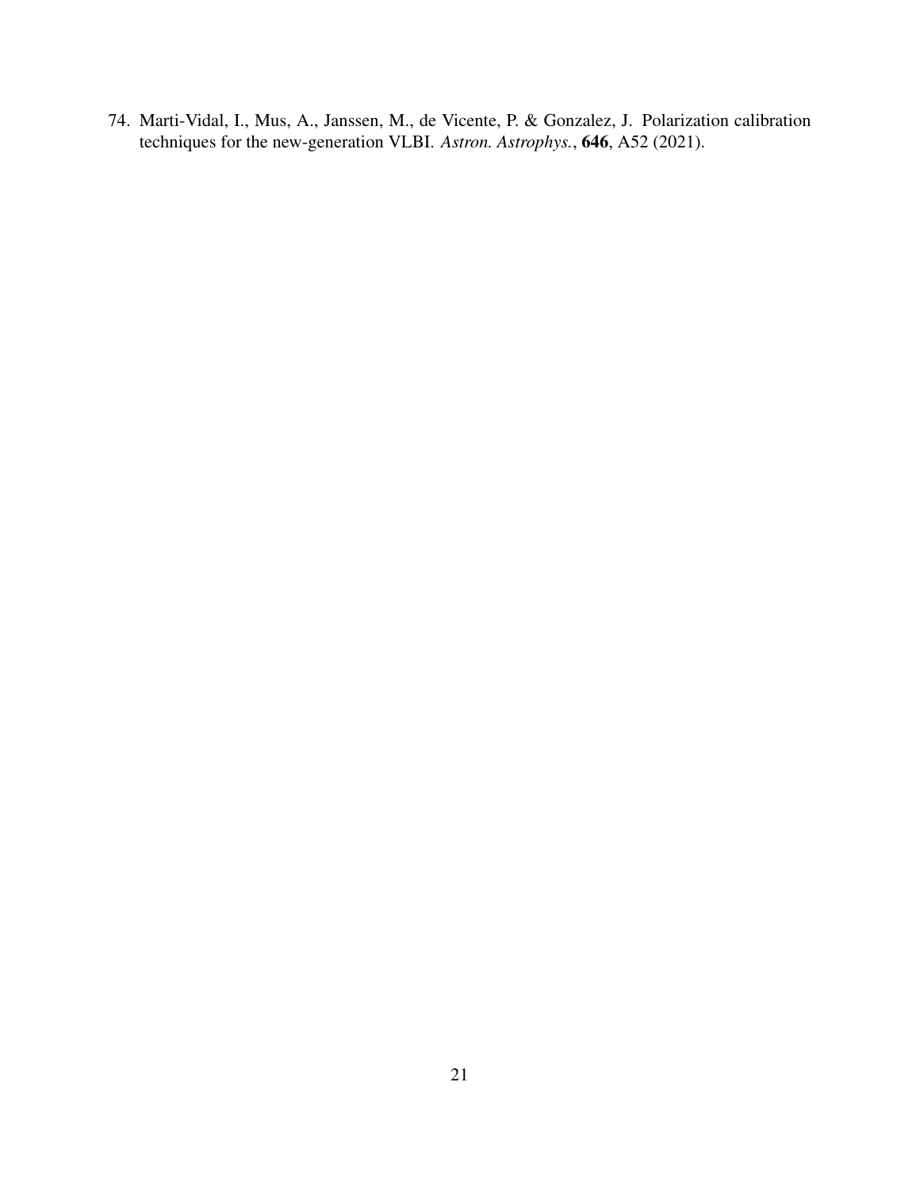74. Marti-Vidal, I., Mus, A., Janssen, M., de Vicente, P. & Gonzalez, J. Polarization calibration techniques for the new-generation VLBI. *Astron. Astrophys.*, **646**, A52 (2021).